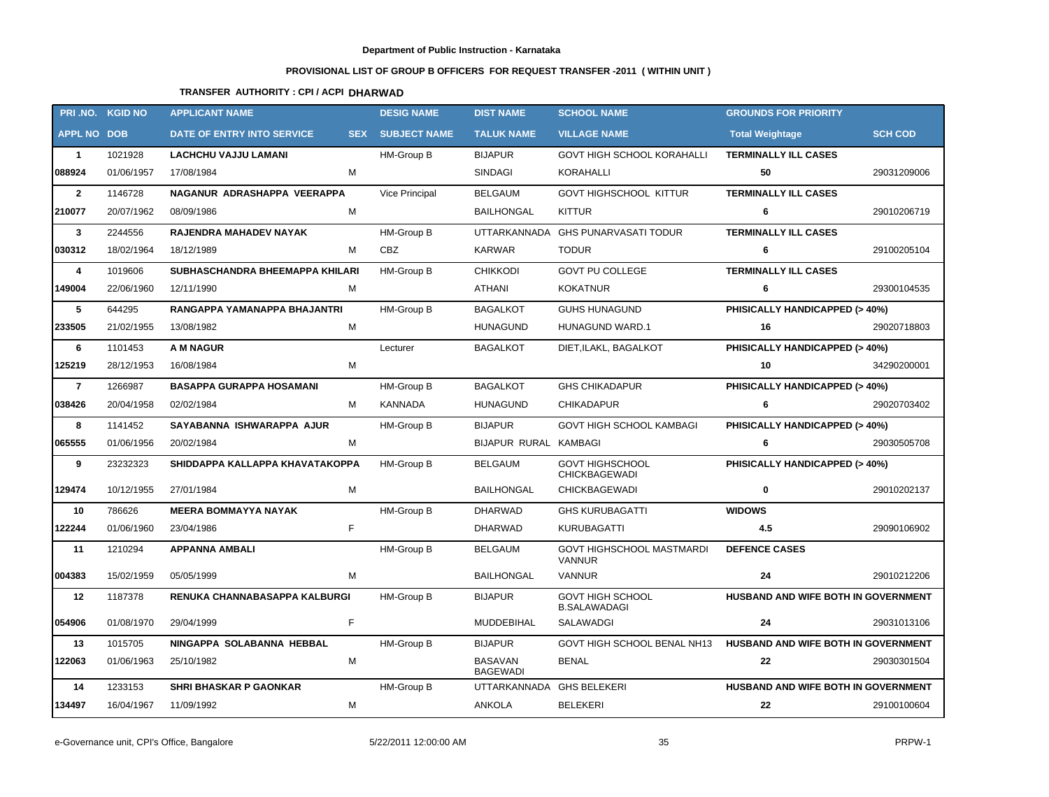Department of Public Instruction - Karnataka

**PROVISIONAL LIST OF GROUP B OFFICERS FOR REQUEST TRANSFER -2011 ( WITHIN UNIT )**

**TRANSFER AUTHORITY : CPI / ACPI DHARWAD**

| PRI .NO. | KGID NO | APPLICANT NAME | | DESIG NAME | DIST NAME | SCHOOL NAME | GROUNDS FOR PRIORITY | |
|---|---|---|---|---|---|---|---|---|
| APPL NO | DOB | DATE OF ENTRY INTO SERVICE | SEX | SUBJECT NAME | TALUK NAME | VILLAGE NAME | Total Weightage | SCH COD |
| 1 | 1021928 | LACHCHU VAJJU LAMANI | | HM-Group B | BIJAPUR | GOVT HIGH SCHOOL KORAHALLI | TERMINALLY ILL CASES | |
| 088924 | 01/06/1957 | 17/08/1984 | M | | SINDAGI | KORAHALLI | 50 | 29031209006 |
| 2 | 1146728 | NAGANUR ADRASHAPPA VEERAPPA | | Vice Principal | BELGAUM | GOVT HIGHSCHOOL KITTUR | TERMINALLY ILL CASES | |
| 210077 | 20/07/1962 | 08/09/1986 | M | | BAILHONGAL | KITTUR | 6 | 29010206719 |
| 3 | 2244556 | RAJENDRA MAHADEV NAYAK | | HM-Group B | UTTARKANNADA | GHS PUNARVASATI TODUR | TERMINALLY ILL CASES | |
| 030312 | 18/02/1964 | 18/12/1989 | M | CBZ | KARWAR | TODUR | 6 | 29100205104 |
| 4 | 1019606 | SUBHASCHANDRA BHEEMAPPA KHILARI | | HM-Group B | CHIKKODI | GOVT PU COLLEGE | TERMINALLY ILL CASES | |
| 149004 | 22/06/1960 | 12/11/1990 | M | | ATHANI | KOKATNUR | 6 | 29300104535 |
| 5 | 644295 | RANGAPPA YAMANAPPA BHAJANTRI | | HM-Group B | BAGALKOT | GUHS HUNAGUND | PHISICALLY HANDICAPPED (> 40%) | |
| 233505 | 21/02/1955 | 13/08/1982 | M | | HUNAGUND | HUNAGUND WARD.1 | 16 | 29020718803 |
| 6 | 1101453 | A M NAGUR | | Lecturer | BAGALKOT | DIET,ILAKL, BAGALKOT | PHISICALLY HANDICAPPED (> 40%) | |
| 125219 | 28/12/1953 | 16/08/1984 | M | | | | 10 | 34290200001 |
| 7 | 1266987 | BASAPPA GURAPPA HOSAMANI | | HM-Group B | BAGALKOT | GHS CHIKADAPUR | PHISICALLY HANDICAPPED (> 40%) | |
| 038426 | 20/04/1958 | 02/02/1984 | M | KANNADA | HUNAGUND | CHIKADAPUR | 6 | 29020703402 |
| 8 | 1141452 | SAYABANNA ISHWARAPPA AJUR | | HM-Group B | BIJAPUR | GOVT HIGH SCHOOL KAMBAGI | PHISICALLY HANDICAPPED (> 40%) | |
| 065555 | 01/06/1956 | 20/02/1984 | M | | BIJAPUR RURAL | KAMBAGI | 6 | 29030505708 |
| 9 | 23232323 | SHIDDAPPA KALLAPPA KHAVATAKOPPA | | HM-Group B | BELGAUM | GOVT HIGHSCHOOL CHICKBAGEWADI | PHISICALLY HANDICAPPED (> 40%) | |
| 129474 | 10/12/1955 | 27/01/1984 | M | | BAILHONGAL | CHICKBAGEWADI | 0 | 29010202137 |
| 10 | 786626 | MEERA BOMMAYYA NAYAK | | HM-Group B | DHARWAD | GHS KURUBAGATTI | WIDOWS | |
| 122244 | 01/06/1960 | 23/04/1986 | F | | DHARWAD | KURUBAGATTI | 4.5 | 29090106902 |
| 11 | 1210294 | APPANNA AMBALI | | HM-Group B | BELGAUM | GOVT HIGHSCHOOL MASTMARDI VANNUR | DEFENCE CASES | |
| 004383 | 15/02/1959 | 05/05/1999 | M | | BAILHONGAL | VANNUR | 24 | 29010212206 |
| 12 | 1187378 | RENUKA CHANNABASAPPA KALBURGI | | HM-Group B | BIJAPUR | GOVT HIGH SCHOOL B.SALAWADAGI | HUSBAND AND WIFE BOTH IN GOVERNMENT | |
| 054906 | 01/08/1970 | 29/04/1999 | F | | MUDDEBIHAL | SALAWADGI | 24 | 29031013106 |
| 13 | 1015705 | NINGAPPA SOLABANNA HEBBAL | | HM-Group B | BIJAPUR | GOVT HIGH SCHOOL BENAL NH13 | HUSBAND AND WIFE BOTH IN GOVERNMENT | |
| 122063 | 01/06/1963 | 25/10/1982 | M | | BASAVAN BAGEWADI | BENAL | 22 | 29030301504 |
| 14 | 1233153 | SHRI BHASKAR P GAONKAR | | HM-Group B | UTTARKANNADA | GHS BELEKERI | HUSBAND AND WIFE BOTH IN GOVERNMENT | |
| 134497 | 16/04/1967 | 11/09/1992 | M | | ANKOLA | BELEKERI | 22 | 29100100604 |

e-Governance unit, CPI's Office, Bangalore 5/22/2011 12:00:00 AM PRPW-1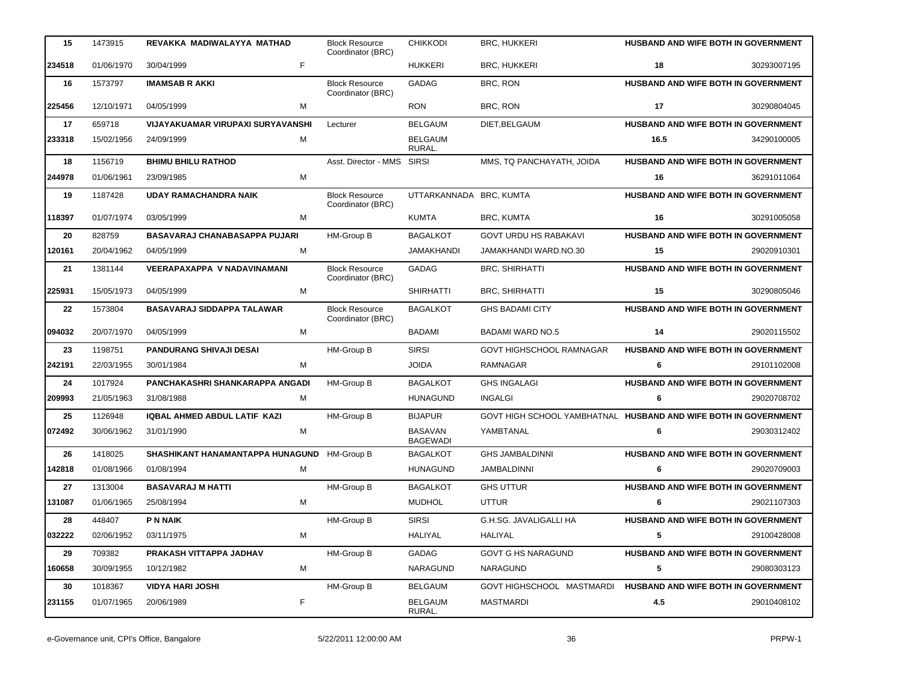| | | | | | | | | | |
|---|---|---|---|---|---|---|---|---|---|
| 15 | 1473915 | **REVAKKA MADIWALAYYA MATHAD** | | Block Resource Coordinator (BRC) | CHIKKODI | BRC, HUKKERI | **HUSBAND AND WIFE BOTH IN GOVERNMENT** | | |
| **234518** | 01/06/1970 | 30/04/1999 | F | | HUKKERI | BRC, HUKKERI | **18** | | 30293007195 |
| **16** | 1573797 | **IMAMSAB R AKKI** | | Block Resource Coordinator (BRC) | GADAG | BRC, RON | **HUSBAND AND WIFE BOTH IN GOVERNMENT** | | |
| **225456** | 12/10/1971 | 04/05/1999 | M | | RON | BRC, RON | **17** | | 30290804045 |
| **17** | 659718 | **VIJAYAKUAMAR VIRUPAXI SURYAVANSHI** | | Lecturer | BELGAUM | DIET,BELGAUM | **HUSBAND AND WIFE BOTH IN GOVERNMENT** | | |
| **233318** | 15/02/1956 | 24/09/1999 | M | | BELGAUM RURAL. | | **16.5** | | 34290100005 |
| **18** | 1156719 | **BHIMU BHILU RATHOD** | | Asst. Director - MMS | SIRSI | MMS, TQ PANCHAYATH, JOIDA | **HUSBAND AND WIFE BOTH IN GOVERNMENT** | | |
| **244978** | 01/06/1961 | 23/09/1985 | M | | | | **16** | | 36291011064 |
| **19** | 1187428 | **UDAY RAMACHANDRA NAIK** | | Block Resource Coordinator (BRC) | UTTARKANNADA | BRC, KUMTA | **HUSBAND AND WIFE BOTH IN GOVERNMENT** | | |
| **118397** | 01/07/1974 | 03/05/1999 | M | | KUMTA | BRC, KUMTA | **16** | | 30291005058 |
| **20** | 828759 | **BASAVARAJ CHANABASAPPA PUJARI** | | HM-Group B | BAGALKOT | GOVT URDU HS RABAKAVI | **HUSBAND AND WIFE BOTH IN GOVERNMENT** | | |
| **120161** | 20/04/1962 | 04/05/1999 | M | | JAMAKHANDI | JAMAKHANDI WARD.NO.30 | **15** | | 29020910301 |
| **21** | 1381144 | **VEERAPAXAPPA V NADAVINAMANI** | | Block Resource Coordinator (BRC) | GADAG | BRC, SHIRHATTI | **HUSBAND AND WIFE BOTH IN GOVERNMENT** | | |
| **225931** | 15/05/1973 | 04/05/1999 | M | | SHIRHATTI | BRC, SHIRHATTI | **15** | | 30290805046 |
| **22** | 1573804 | **BASAVARAJ SIDDAPPA TALAWAR** | | Block Resource Coordinator (BRC) | BAGALKOT | GHS BADAMI CITY | **HUSBAND AND WIFE BOTH IN GOVERNMENT** | | |
| **094032** | 20/07/1970 | 04/05/1999 | M | | BADAMI | BADAMI WARD NO.5 | **14** | | 29020115502 |
| **23** | 1198751 | **PANDURANG SHIVAJI DESAI** | | HM-Group B | SIRSI | GOVT HIGHSCHOOL RAMNAGAR | **HUSBAND AND WIFE BOTH IN GOVERNMENT** | | |
| **242191** | 22/03/1955 | 30/01/1984 | M | | JOIDA | RAMNAGAR | **6** | | 29101102008 |
| **24** | 1017924 | **PANCHAKASHRI SHANKARAPPA ANGADI** | | HM-Group B | BAGALKOT | GHS INGALAGI | **HUSBAND AND WIFE BOTH IN GOVERNMENT** | | |
| **209993** | 21/05/1963 | 31/08/1988 | M | | HUNAGUND | INGALGI | **6** | | 29020708702 |
| **25** | 1126948 | **IQBAL AHMED ABDUL LATIF KAZI** | | HM-Group B | BIJAPUR | GOVT HIGH SCHOOL YAMBHATNAL | **HUSBAND AND WIFE BOTH IN GOVERNMENT** | | |
| **072492** | 30/06/1962 | 31/01/1990 | M | | BASAVAN BAGEWADI | YAMBTANAL | **6** | | 29030312402 |
| **26** | 1418025 | **SHASHIKANT HANAMANTAPPA HUNAGUND** | | HM-Group B | BAGALKOT | GHS JAMBALDINNI | **HUSBAND AND WIFE BOTH IN GOVERNMENT** | | |
| **142818** | 01/08/1966 | 01/08/1994 | M | | HUNAGUND | JAMBALDINNI | **6** | | 29020709003 |
| **27** | 1313004 | **BASAVARAJ M HATTI** | | HM-Group B | BAGALKOT | GHS UTTUR | **HUSBAND AND WIFE BOTH IN GOVERNMENT** | | |
| **131087** | 01/06/1965 | 25/08/1994 | M | | MUDHOL | UTTUR | **6** | | 29021107303 |
| **28** | 448407 | **P N NAIK** | | HM-Group B | SIRSI | G.H.SG. JAVALIGALLI HA | **HUSBAND AND WIFE BOTH IN GOVERNMENT** | | |
| **032222** | 02/06/1952 | 03/11/1975 | M | | HALIYAL | HALIYAL | **5** | | 29100428008 |
| **29** | 709382 | **PRAKASH VITTAPPA JADHAV** | | HM-Group B | GADAG | GOVT G HS NARAGUND | **HUSBAND AND WIFE BOTH IN GOVERNMENT** | | |
| **160658** | 30/09/1955 | 10/12/1982 | M | | NARAGUND | NARAGUND | **5** | | 29080303123 |
| **30** | 1018367 | **VIDYA HARI JOSHI** | | HM-Group B | BELGAUM | GOVT HIGHSCHOOL MASTMARDI | **HUSBAND AND WIFE BOTH IN GOVERNMENT** | | |
| **231155** | 01/07/1965 | 20/06/1989 | F | | BELGAUM RURAL. | MASTMARDI | **4.5** | | 29010408102 |

e-Governance unit, CPI's Office, Bangalore    5/22/2011 12:00:00 AM    PRPW-1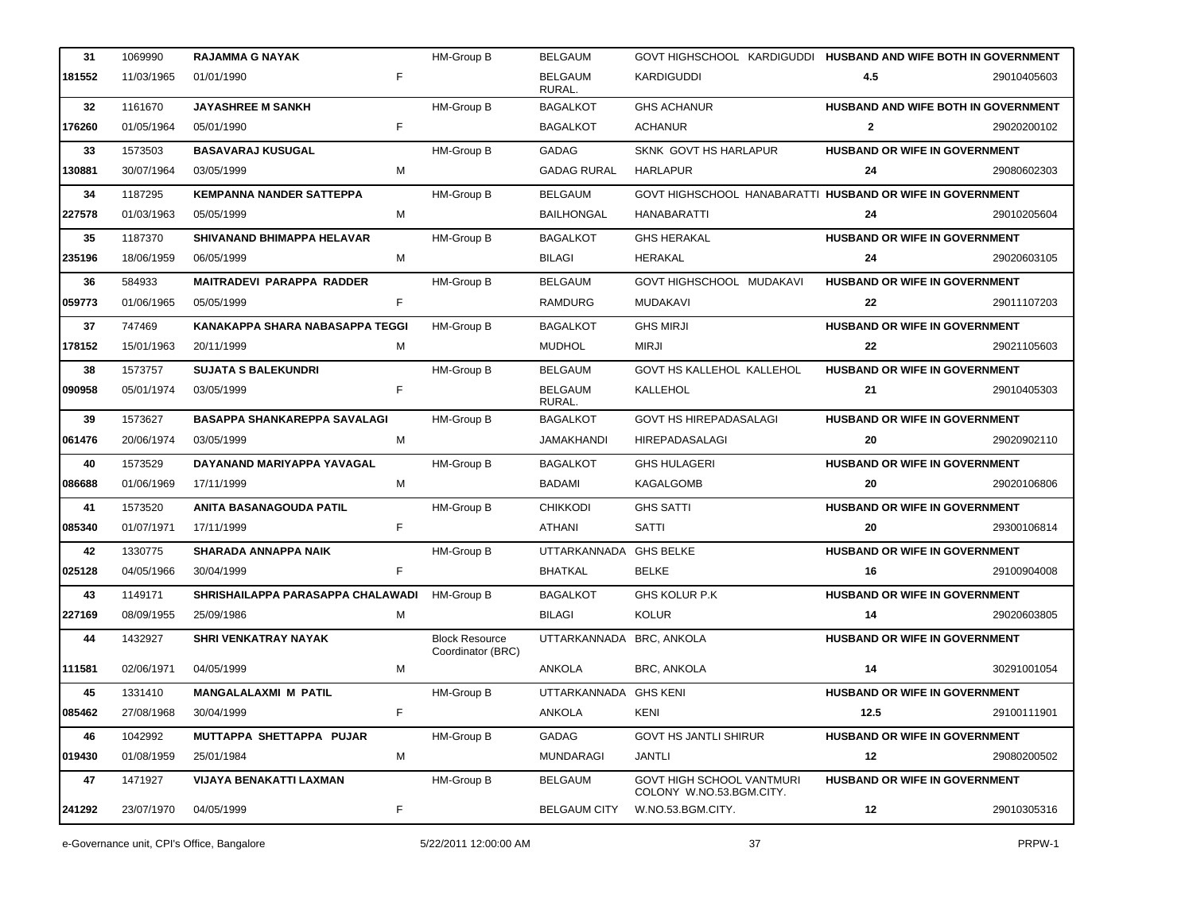| 31 | 1069990 | RAJAMMA G NAYAK | | HM-Group B | BELGAUM | GOVT HIGHSCHOOL KARDIGUDDI | HUSBAND AND WIFE BOTH IN GOVERNMENT | |
|---|---|---|---|---|---|---|---|---|
| 181552 | 11/03/1965 | 01/01/1990 | F | | BELGAUM RURAL. | KARDIGUDDI | 4.5 | 29010405603 |
| 32 | 1161670 | JAYASHREE M SANKH | | HM-Group B | BAGALKOT | GHS ACHANUR | HUSBAND AND WIFE BOTH IN GOVERNMENT | |
| 176260 | 01/05/1964 | 05/01/1990 | F | | BAGALKOT | ACHANUR | 2 | 29020200102 |
| 33 | 1573503 | BASAVARAJ KUSUGAL | | HM-Group B | GADAG | SKNK GOVT HS HARLAPUR | HUSBAND OR WIFE IN GOVERNMENT | |
| 130881 | 30/07/1964 | 03/05/1999 | M | | GADAG RURAL | HARLAPUR | 24 | 29080602303 |
| 34 | 1187295 | KEMPANNA NANDER SATTEPPA | | HM-Group B | BELGAUM | GOVT HIGHSCHOOL HANABARATTI | HUSBAND OR WIFE IN GOVERNMENT | |
| 227578 | 01/03/1963 | 05/05/1999 | M | | BAILHONGAL | HANABARATTI | 24 | 29010205604 |
| 35 | 1187370 | SHIVANAND BHIMAPPA HELAVAR | | HM-Group B | BAGALKOT | GHS HERAKAL | HUSBAND OR WIFE IN GOVERNMENT | |
| 235196 | 18/06/1959 | 06/05/1999 | M | | BILAGI | HERAKAL | 24 | 29020603105 |
| 36 | 584933 | MAITRADEVI PARAPPA RADDER | | HM-Group B | BELGAUM | GOVT HIGHSCHOOL MUDAKAVI | HUSBAND OR WIFE IN GOVERNMENT | |
| 059773 | 01/06/1965 | 05/05/1999 | F | | RAMDURG | MUDAKAVI | 22 | 29011107203 |
| 37 | 747469 | KANAKAPPA SHARA NABASAPPA TEGGI | | HM-Group B | BAGALKOT | GHS MIRJI | HUSBAND OR WIFE IN GOVERNMENT | |
| 178152 | 15/01/1963 | 20/11/1999 | M | | MUDHOL | MIRJI | 22 | 29021105603 |
| 38 | 1573757 | SUJATA S BALEKUNDRI | | HM-Group B | BELGAUM | GOVT HS KALLEHOL KALLEHOL | HUSBAND OR WIFE IN GOVERNMENT | |
| 090958 | 05/01/1974 | 03/05/1999 | F | | BELGAUM RURAL. | KALLEHOL | 21 | 29010405303 |
| 39 | 1573627 | BASAPPA SHANKAREPPA SAVALAGI | | HM-Group B | BAGALKOT | GOVT HS HIREPADASALAGI | HUSBAND OR WIFE IN GOVERNMENT | |
| 061476 | 20/06/1974 | 03/05/1999 | M | | JAMAKHANDI | HIREPADASALAGI | 20 | 29020902110 |
| 40 | 1573529 | DAYANAND MARIYAPPA YAVAGAL | | HM-Group B | BAGALKOT | GHS HULAGERI | HUSBAND OR WIFE IN GOVERNMENT | |
| 086688 | 01/06/1969 | 17/11/1999 | M | | BADAMI | KAGALGOMB | 20 | 29020106806 |
| 41 | 1573520 | ANITA BASANAGOUDA PATIL | | HM-Group B | CHIKKODI | GHS SATTI | HUSBAND OR WIFE IN GOVERNMENT | |
| 085340 | 01/07/1971 | 17/11/1999 | F | | ATHANI | SATTI | 20 | 29300106814 |
| 42 | 1330775 | SHARADA ANNAPPA NAIK | | HM-Group B | UTTARKANNADA | GHS BELKE | HUSBAND OR WIFE IN GOVERNMENT | |
| 025128 | 04/05/1966 | 30/04/1999 | F | | BHATKAL | BELKE | 16 | 29100904008 |
| 43 | 1149171 | SHRISHAILAPPA PARASAPPA CHALAWADI | | HM-Group B | BAGALKOT | GHS KOLUR P.K | HUSBAND OR WIFE IN GOVERNMENT | |
| 227169 | 08/09/1955 | 25/09/1986 | M | | BILAGI | KOLUR | 14 | 29020603805 |
| 44 | 1432927 | SHRI VENKATRAY NAYAK | | Block Resource Coordinator (BRC) | UTTARKANNADA | BRC, ANKOLA | HUSBAND OR WIFE IN GOVERNMENT | |
| 111581 | 02/06/1971 | 04/05/1999 | M | | ANKOLA | BRC, ANKOLA | 14 | 30291001054 |
| 45 | 1331410 | MANGALALAXMI M PATIL | | HM-Group B | UTTARKANNADA | GHS KENI | HUSBAND OR WIFE IN GOVERNMENT | |
| 085462 | 27/08/1968 | 30/04/1999 | F | | ANKOLA | KENI | 12.5 | 29100111901 |
| 46 | 1042992 | MUTTAPPA SHETTAPPA PUJAR | | HM-Group B | GADAG | GOVT HS JANTLI SHIRUR | HUSBAND OR WIFE IN GOVERNMENT | |
| 019430 | 01/08/1959 | 25/01/1984 | M | | MUNDARAGI | JANTLI | 12 | 29080200502 |
| 47 | 1471927 | VIJAYA BENAKATTI LAXMAN | | HM-Group B | BELGAUM | GOVT HIGH SCHOOL VANTMURI COLONY W.NO.53.BGM.CITY. | HUSBAND OR WIFE IN GOVERNMENT | |
| 241292 | 23/07/1970 | 04/05/1999 | F | | BELGAUM CITY | W.NO.53.BGM.CITY. | 12 | 29010305316 |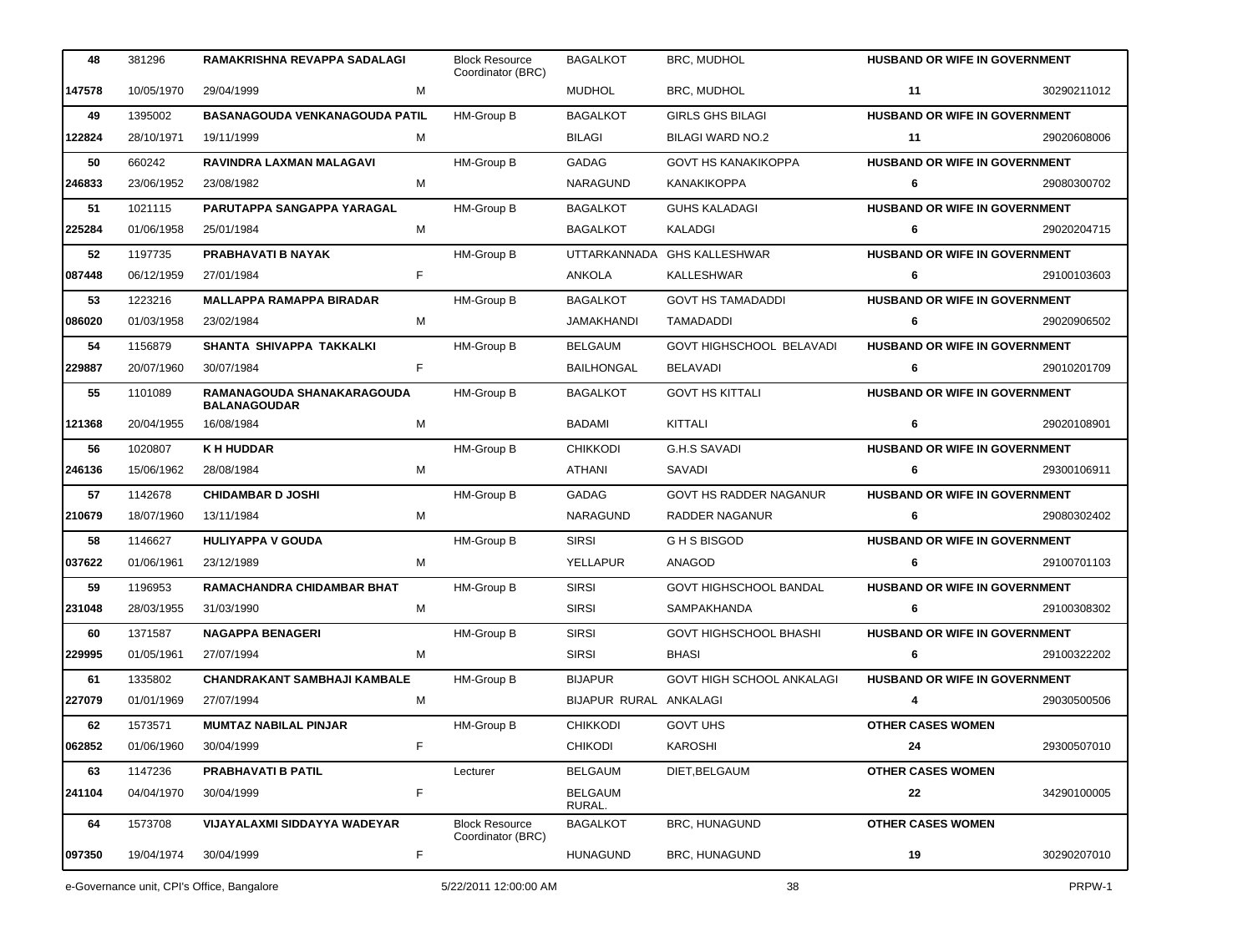| | | | | | | | | |
|---|---|---|---|---|---|---|---|---|
| **48** | 381296 | **RAMAKRISHNA REVAPPA SADALAGI** | | Block Resource Coordinator (BRC) | BAGALKOT | BRC, MUDHOL | **HUSBAND OR WIFE IN GOVERNMENT** | |
| **147578** | 10/05/1970 | 29/04/1999 | M | | MUDHOL | BRC, MUDHOL | **11** | 30290211012 |
| **49** | 1395002 | **BASANAGOUDA VENKANAGOUDA PATIL** | | HM-Group B | BAGALKOT | GIRLS GHS BILAGI | **HUSBAND OR WIFE IN GOVERNMENT** | |
| **122824** | 28/10/1971 | 19/11/1999 | M | | BILAGI | BILAGI WARD NO.2 | **11** | 29020608006 |
| **50** | 660242 | **RAVINDRA LAXMAN MALAGAVI** | | HM-Group B | GADAG | GOVT HS KANAKIKOPPA | **HUSBAND OR WIFE IN GOVERNMENT** | |
| **246833** | 23/06/1952 | 23/08/1982 | M | | NARAGUND | KANAKIKOPPA | **6** | 29080300702 |
| **51** | 1021115 | **PARUTAPPA SANGAPPA YARAGAL** | | HM-Group B | BAGALKOT | GUHS KALADAGI | **HUSBAND OR WIFE IN GOVERNMENT** | |
| **225284** | 01/06/1958 | 25/01/1984 | M | | BAGALKOT | KALADGI | **6** | 29020204715 |
| **52** | 1197735 | **PRABHAVATI B NAYAK** | | HM-Group B | UTTARKANNADA | GHS KALLESHWAR | **HUSBAND OR WIFE IN GOVERNMENT** | |
| **087448** | 06/12/1959 | 27/01/1984 | F | | ANKOLA | KALLESHWAR | **6** | 29100103603 |
| **53** | 1223216 | **MALLAPPA RAMAPPA BIRADAR** | | HM-Group B | BAGALKOT | GOVT HS TAMADADDI | **HUSBAND OR WIFE IN GOVERNMENT** | |
| **086020** | 01/03/1958 | 23/02/1984 | M | | JAMAKHANDI | TAMADADDI | **6** | 29020906502 |
| **54** | 1156879 | **SHANTA SHIVAPPA TAKKALKI** | | HM-Group B | BELGAUM | GOVT HIGHSCHOOL BELAVADI | **HUSBAND OR WIFE IN GOVERNMENT** | |
| **229887** | 20/07/1960 | 30/07/1984 | F | | BAILHONGAL | BELAVADI | **6** | 29010201709 |
| **55** | 1101089 | **RAMANAGOUDA SHANAKARAGOUDA BALANAGOUDAR** | | HM-Group B | BAGALKOT | GOVT HS KITTALI | **HUSBAND OR WIFE IN GOVERNMENT** | |
| **121368** | 20/04/1955 | 16/08/1984 | M | | BADAMI | KITTALI | **6** | 29020108901 |
| **56** | 1020807 | **K H HUDDAR** | | HM-Group B | CHIKKODI | G.H.S SAVADI | **HUSBAND OR WIFE IN GOVERNMENT** | |
| **246136** | 15/06/1962 | 28/08/1984 | M | | ATHANI | SAVADI | **6** | 29300106911 |
| **57** | 1142678 | **CHIDAMBAR D JOSHI** | | HM-Group B | GADAG | GOVT HS RADDER NAGANUR | **HUSBAND OR WIFE IN GOVERNMENT** | |
| **210679** | 18/07/1960 | 13/11/1984 | M | | NARAGUND | RADDER NAGANUR | **6** | 29080302402 |
| **58** | 1146627 | **HULIYAPPA V GOUDA** | | HM-Group B | SIRSI | G H S BISGOD | **HUSBAND OR WIFE IN GOVERNMENT** | |
| **037622** | 01/06/1961 | 23/12/1989 | M | | YELLAPUR | ANAGOD | **6** | 29100701103 |
| **59** | 1196953 | **RAMACHANDRA CHIDAMBAR BHAT** | | HM-Group B | SIRSI | GOVT HIGHSCHOOL BANDAL | **HUSBAND OR WIFE IN GOVERNMENT** | |
| **231048** | 28/03/1955 | 31/03/1990 | M | | SIRSI | SAMPAKHANDA | **6** | 29100308302 |
| **60** | 1371587 | **NAGAPPA BENAGERI** | | HM-Group B | SIRSI | GOVT HIGHSCHOOL BHASHI | **HUSBAND OR WIFE IN GOVERNMENT** | |
| **229995** | 01/05/1961 | 27/07/1994 | M | | SIRSI | BHASI | **6** | 29100322202 |
| **61** | 1335802 | **CHANDRAKANT SAMBHAJI KAMBALE** | | HM-Group B | BIJAPUR | GOVT HIGH SCHOOL ANKALAGI | **HUSBAND OR WIFE IN GOVERNMENT** | |
| **227079** | 01/01/1969 | 27/07/1994 | M | | BIJAPUR RURAL | ANKALAGI | **4** | 29030500506 |
| **62** | 1573571 | **MUMTAZ NABILAL PINJAR** | | HM-Group B | CHIKKODI | GOVT UHS | **OTHER CASES WOMEN** | |
| **062852** | 01/06/1960 | 30/04/1999 | F | | CHIKODI | KAROSHI | **24** | 29300507010 |
| **63** | 1147236 | **PRABHAVATI B PATIL** | | Lecturer | BELGAUM | DIET,BELGAUM | **OTHER CASES WOMEN** | |
| **241104** | 04/04/1970 | 30/04/1999 | F | | BELGAUM RURAL. | | **22** | 34290100005 |
| **64** | 1573708 | **VIJAYALAXMI SIDDAYYA WADEYAR** | | Block Resource Coordinator (BRC) | BAGALKOT | BRC, HUNAGUND | **OTHER CASES WOMEN** | |
| **097350** | 19/04/1974 | 30/04/1999 | F | | HUNAGUND | BRC, HUNAGUND | **19** | 30290207010 |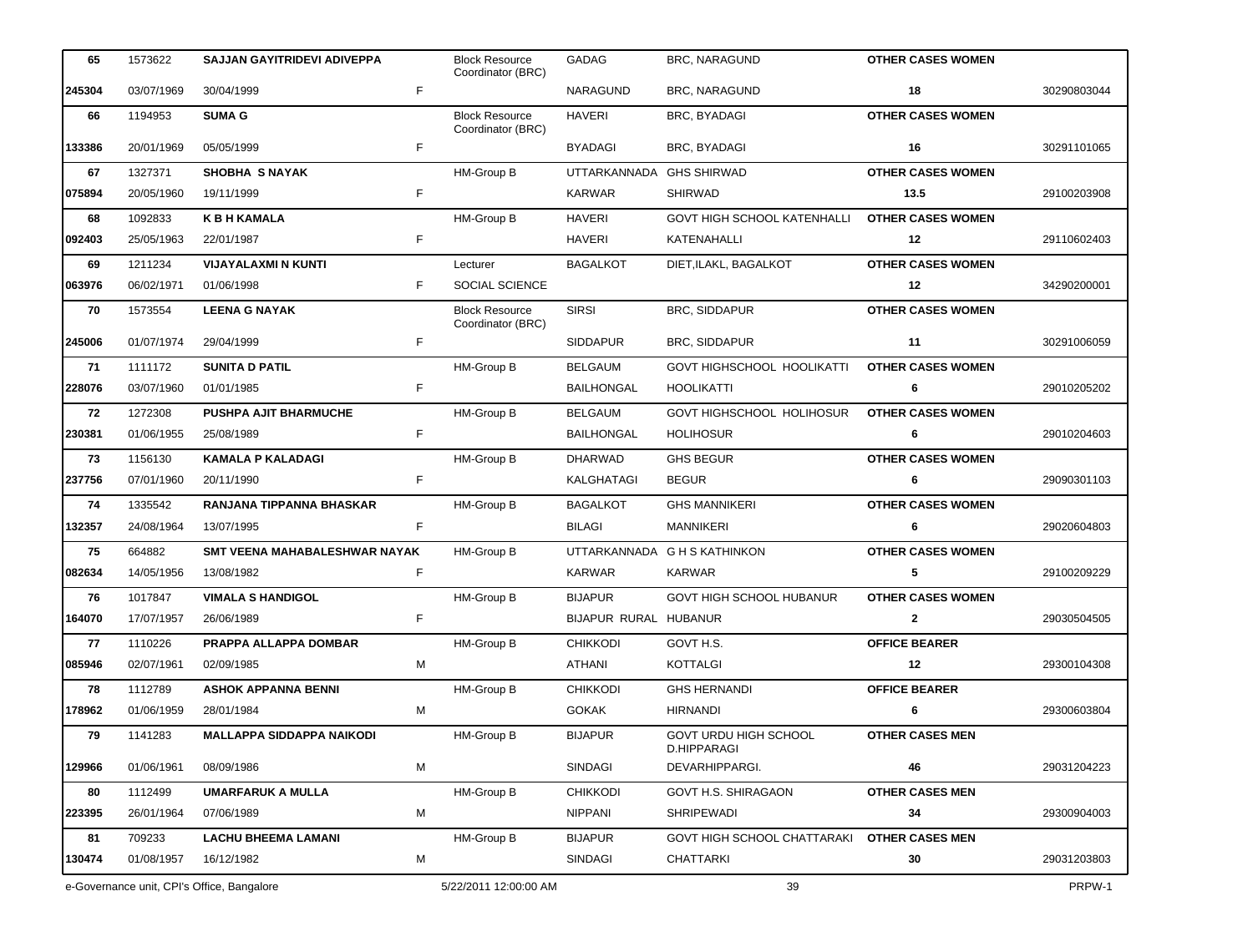| | | | | | | | | |
|---|---|---|---|---|---|---|---|---|
| 65 | 1573622 | SAJJAN GAYITRIDEVI ADIVEPPA | | Block Resource Coordinator (BRC) | GADAG | BRC, NARAGUND | OTHER CASES WOMEN | |
| 245304 | 03/07/1969 | 30/04/1999 | F | | NARAGUND | BRC, NARAGUND | 18 | 30290803044 |
| 66 | 1194953 | SUMA G | | Block Resource Coordinator (BRC) | HAVERI | BRC, BYADAGI | OTHER CASES WOMEN | |
| 133386 | 20/01/1969 | 05/05/1999 | F | | BYADAGI | BRC, BYADAGI | 16 | 30291101065 |
| 67 | 1327371 | SHOBHA S NAYAK | | HM-Group B | UTTARKANNADA | GHS SHIRWAD | OTHER CASES WOMEN | |
| 075894 | 20/05/1960 | 19/11/1999 | F | | KARWAR | SHIRWAD | 13.5 | 29100203908 |
| 68 | 1092833 | K B H KAMALA | | HM-Group B | HAVERI | GOVT HIGH SCHOOL KATENHALLI | OTHER CASES WOMEN | |
| 092403 | 25/05/1963 | 22/01/1987 | F | | HAVERI | KATENAHALLI | 12 | 29110602403 |
| 69 | 1211234 | VIJAYALAXMI N KUNTI | | Lecturer | BAGALKOT | DIET,ILAKL, BAGALKOT | OTHER CASES WOMEN | |
| 063976 | 06/02/1971 | 01/06/1998 | F | SOCIAL SCIENCE | | | 12 | 34290200001 |
| 70 | 1573554 | LEENA G NAYAK | | Block Resource Coordinator (BRC) | SIRSI | BRC, SIDDAPUR | OTHER CASES WOMEN | |
| 245006 | 01/07/1974 | 29/04/1999 | F | | SIDDAPUR | BRC, SIDDAPUR | 11 | 30291006059 |
| 71 | 1111172 | SUNITA D PATIL | | HM-Group B | BELGAUM | GOVT HIGHSCHOOL HOOLIKATTI | OTHER CASES WOMEN | |
| 228076 | 03/07/1960 | 01/01/1985 | F | | BAILHONGAL | HOOLIKATTI | 6 | 29010205202 |
| 72 | 1272308 | PUSHPA AJIT BHARMUCHE | | HM-Group B | BELGAUM | GOVT HIGHSCHOOL HOLIHOSUR | OTHER CASES WOMEN | |
| 230381 | 01/06/1955 | 25/08/1989 | F | | BAILHONGAL | HOLIHOSUR | 6 | 29010204603 |
| 73 | 1156130 | KAMALA P KALADAGI | | HM-Group B | DHARWAD | GHS BEGUR | OTHER CASES WOMEN | |
| 237756 | 07/01/1960 | 20/11/1990 | F | | KALGHATAGI | BEGUR | 6 | 29090301103 |
| 74 | 1335542 | RANJANA TIPPANNA BHASKAR | | HM-Group B | BAGALKOT | GHS MANNIKERI | OTHER CASES WOMEN | |
| 132357 | 24/08/1964 | 13/07/1995 | F | | BILAGI | MANNIKERI | 6 | 29020604803 |
| 75 | 664882 | SMT VEENA MAHABALESHWAR NAYAK | | HM-Group B | UTTARKANNADA | G H S KATHINKON | OTHER CASES WOMEN | |
| 082634 | 14/05/1956 | 13/08/1982 | F | | KARWAR | KARWAR | 5 | 29100209229 |
| 76 | 1017847 | VIMALA S HANDIGOL | | HM-Group B | BIJAPUR | GOVT HIGH SCHOOL HUBANUR | OTHER CASES WOMEN | |
| 164070 | 17/07/1957 | 26/06/1989 | F | | BIJAPUR RURAL | HUBANUR | 2 | 29030504505 |
| 77 | 1110226 | PRAPPA ALLAPPA DOMBAR | | HM-Group B | CHIKKODI | GOVT H.S. | OFFICE BEARER | |
| 085946 | 02/07/1961 | 02/09/1985 | M | | ATHANI | KOTTALGI | 12 | 29300104308 |
| 78 | 1112789 | ASHOK APPANNA BENNI | | HM-Group B | CHIKKODI | GHS HERNANDI | OFFICE BEARER | |
| 178962 | 01/06/1959 | 28/01/1984 | M | | GOKAK | HIRNANDI | 6 | 29300603804 |
| 79 | 1141283 | MALLAPPA SIDDAPPA NAIKODI | | HM-Group B | BIJAPUR | GOVT URDU HIGH SCHOOL D.HIPPARAGI | OTHER CASES MEN | |
| 129966 | 01/06/1961 | 08/09/1986 | M | | SINDAGI | DEVARHIPPARGI. | 46 | 29031204223 |
| 80 | 1112499 | UMARFARUK A MULLA | | HM-Group B | CHIKKODI | GOVT H.S. SHIRAGAON | OTHER CASES MEN | |
| 223395 | 26/01/1964 | 07/06/1989 | M | | NIPPANI | SHRIPEWADI | 34 | 29300904003 |
| 81 | 709233 | LACHU BHEEMA LAMANI | | HM-Group B | BIJAPUR | GOVT HIGH SCHOOL CHATTARAKI | OTHER CASES MEN | |
| 130474 | 01/08/1957 | 16/12/1982 | M | | SINDAGI | CHATTARKI | 30 | 29031203803 |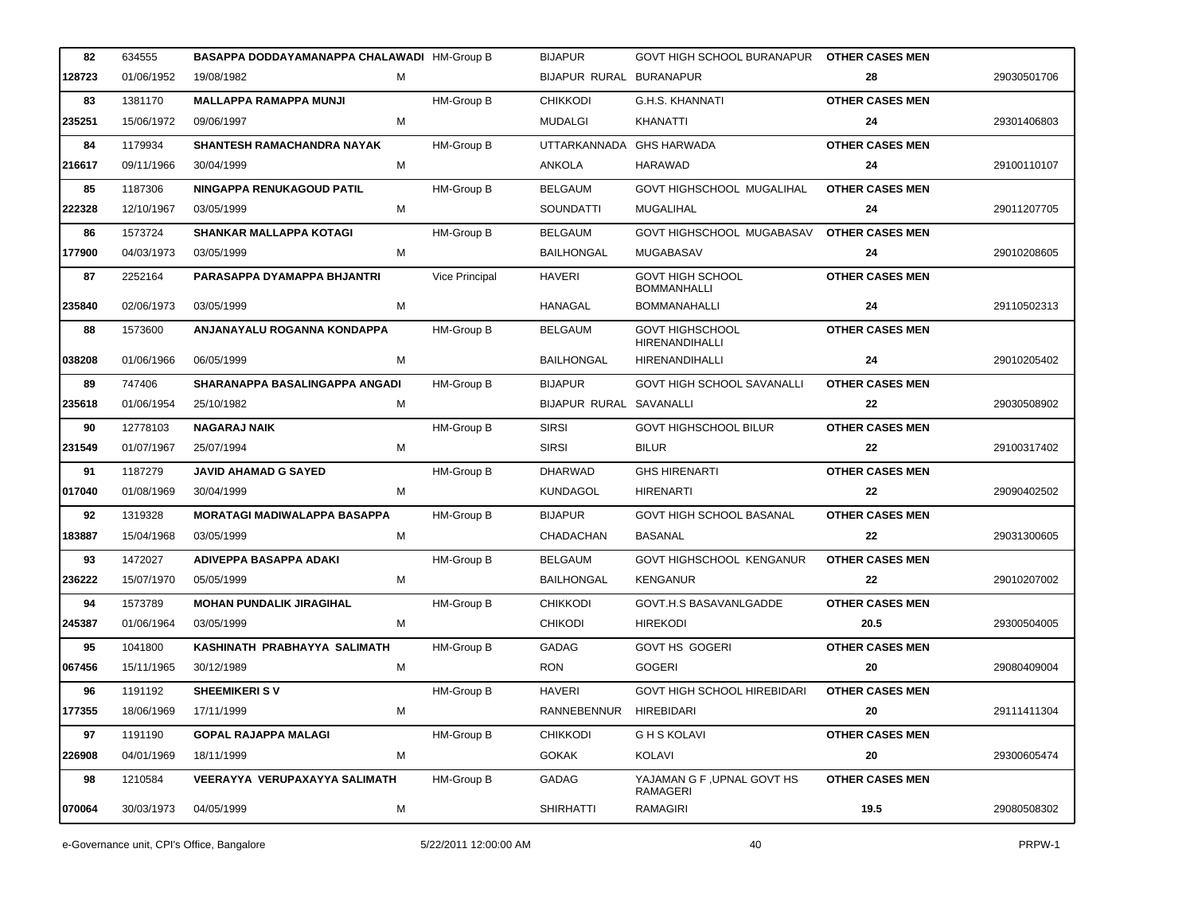| | | | | | | | | |
|---|---|---|---|---|---|---|---|---|
| **82** | 634555 | **BASAPPA DODDAYAMANAPPA CHALAWADI** | HM-Group B | BIJAPUR | GOVT HIGH SCHOOL BURANAPUR | **OTHER CASES MEN** | | |
| **128723** | 01/06/1952 | 19/08/1982 | M | BIJAPUR RURAL | BURANAPUR | **28** | 29030501706 | |
| **83** | 1381170 | **MALLAPPA RAMAPPA MUNJI** | HM-Group B | CHIKKODI | G.H.S. KHANNATI | **OTHER CASES MEN** | | |
| **235251** | 15/06/1972 | 09/06/1997 | M | MUDALGI | KHANATTI | **24** | 29301406803 | |
| **84** | 1179934 | **SHANTESH RAMACHANDRA NAYAK** | HM-Group B | UTTARKANNADA | GHS HARWADA | **OTHER CASES MEN** | | |
| **216617** | 09/11/1966 | 30/04/1999 | M | ANKOLA | HARAWAD | **24** | 29100110107 | |
| **85** | 1187306 | **NINGAPPA RENUKAGOUD PATIL** | HM-Group B | BELGAUM | GOVT HIGHSCHOOL MUGALIHAL | **OTHER CASES MEN** | | |
| **222328** | 12/10/1967 | 03/05/1999 | M | SOUNDATTI | MUGALIHAL | **24** | 29011207705 | |
| **86** | 1573724 | **SHANKAR MALLAPPA KOTAGI** | HM-Group B | BELGAUM | GOVT HIGHSCHOOL MUGABASAV | **OTHER CASES MEN** | | |
| **177900** | 04/03/1973 | 03/05/1999 | M | BAILHONGAL | MUGABASAV | **24** | 29010208605 | |
| **87** | 2252164 | **PARASAPPA DYAMAPPA BHJANTRI** | Vice Principal | HAVERI | GOVT HIGH SCHOOL BOMMANHALLI | **OTHER CASES MEN** | | |
| **235840** | 02/06/1973 | 03/05/1999 | M | HANAGAL | BOMMANAHALLI | **24** | 29110502313 | |
| **88** | 1573600 | **ANJANAYALU ROGANNA KONDAPPA** | HM-Group B | BELGAUM | GOVT HIGHSCHOOL HIRENANDIHALLI | **OTHER CASES MEN** | | |
| **038208** | 01/06/1966 | 06/05/1999 | M | BAILHONGAL | HIRENANDIHALLI | **24** | 29010205402 | |
| **89** | 747406 | **SHARANAPPA BASALINGAPPA ANGADI** | HM-Group B | BIJAPUR | GOVT HIGH SCHOOL SAVANALLI | **OTHER CASES MEN** | | |
| **235618** | 01/06/1954 | 25/10/1982 | M | BIJAPUR RURAL | SAVANALLI | **22** | 29030508902 | |
| **90** | 12778103 | **NAGARAJ NAIK** | HM-Group B | SIRSI | GOVT HIGHSCHOOL BILUR | **OTHER CASES MEN** | | |
| **231549** | 01/07/1967 | 25/07/1994 | M | SIRSI | BILUR | **22** | 29100317402 | |
| **91** | 1187279 | **JAVID AHAMAD G SAYED** | HM-Group B | DHARWAD | GHS HIRENARTI | **OTHER CASES MEN** | | |
| **017040** | 01/08/1969 | 30/04/1999 | M | KUNDAGOL | HIRENARTI | **22** | 29090402502 | |
| **92** | 1319328 | **MORATAGI MADIWALAPPA BASAPPA** | HM-Group B | BIJAPUR | GOVT HIGH SCHOOL BASANAL | **OTHER CASES MEN** | | |
| **183887** | 15/04/1968 | 03/05/1999 | M | CHADACHAN | BASANAL | **22** | 29031300605 | |
| **93** | 1472027 | **ADIVEPPA BASAPPA ADAKI** | HM-Group B | BELGAUM | GOVT HIGHSCHOOL KENGANUR | **OTHER CASES MEN** | | |
| **236222** | 15/07/1970 | 05/05/1999 | M | BAILHONGAL | KENGANUR | **22** | 29010207002 | |
| **94** | 1573789 | **MOHAN PUNDALIK JIRAGIHAL** | HM-Group B | CHIKKODI | GOVT.H.S BASAVANLGADDE | **OTHER CASES MEN** | | |
| **245387** | 01/06/1964 | 03/05/1999 | M | CHIKODI | HIREKODI | **20.5** | 29300504005 | |
| **95** | 1041800 | **KASHINATH PRABHAYYA SALIMATH** | HM-Group B | GADAG | GOVT HS GOGERI | **OTHER CASES MEN** | | |
| **067456** | 15/11/1965 | 30/12/1989 | M | RON | GOGERI | **20** | 29080409004 | |
| **96** | 1191192 | **SHEEMIKERI S V** | HM-Group B | HAVERI | GOVT HIGH SCHOOL HIREBIDARI | **OTHER CASES MEN** | | |
| **177355** | 18/06/1969 | 17/11/1999 | M | RANNEBENNUR | HIREBIDARI | **20** | 29111411304 | |
| **97** | 1191190 | **GOPAL RAJAPPA MALAGI** | HM-Group B | CHIKKODI | G H S KOLAVI | **OTHER CASES MEN** | | |
| **226908** | 04/01/1969 | 18/11/1999 | M | GOKAK | KOLAVI | **20** | 29300605474 | |
| **98** | 1210584 | **VEERAYYA VERUPAXAYYA SALIMATH** | HM-Group B | GADAG | YAJAMAN G F ,UPNAL GOVT HS RAMAGERI | **OTHER CASES MEN** | | |
| **070064** | 30/03/1973 | 04/05/1999 | M | SHIRHATTI | RAMAGIRI | **19.5** | 29080508302 | |

e-Governance unit, CPI's Office, Bangalore 5/22/2011 12:00:00 AM PRPW-1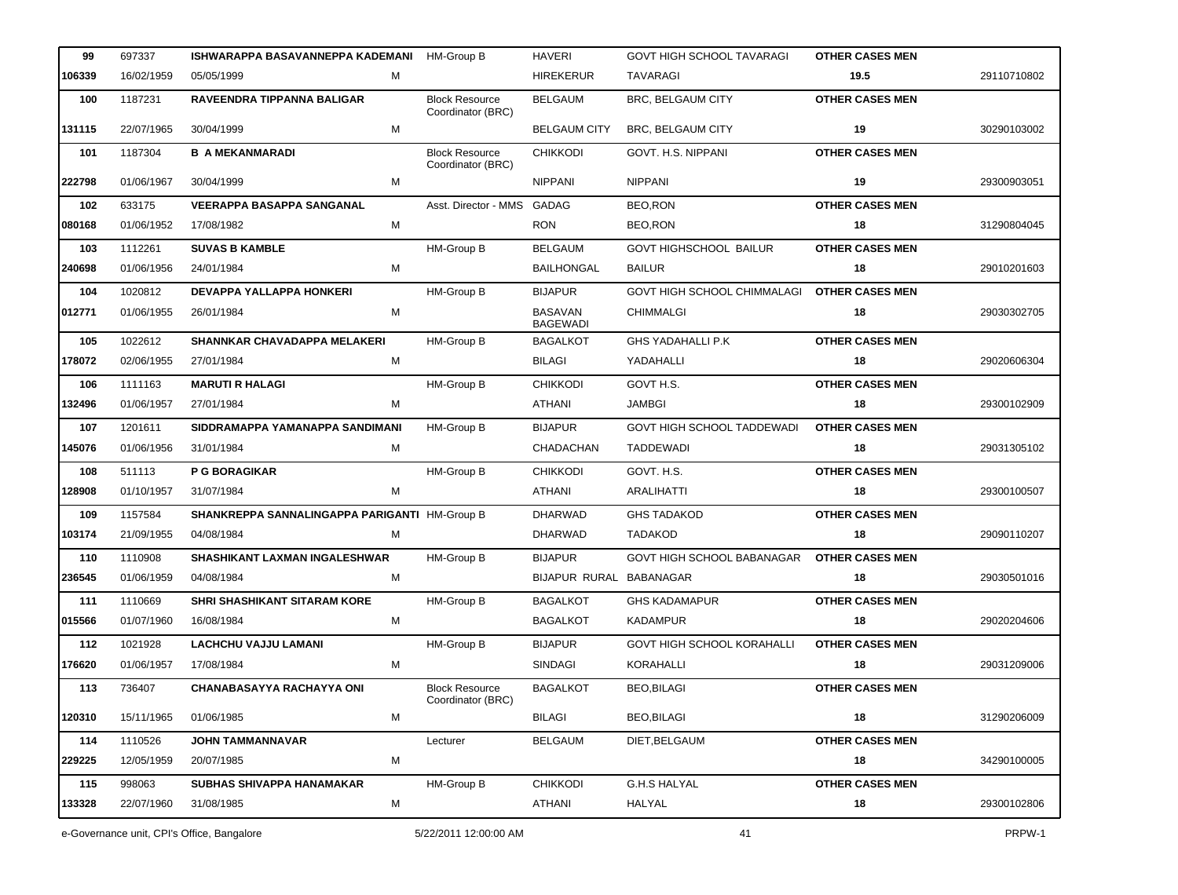| | | | | | | | | |
|---|---|---|---|---|---|---|---|---|
| **99** | 697337 | **ISHWARAPPA BASAVANNEPPA KADEMANI** | | HM-Group B | HAVERI | GOVT HIGH SCHOOL TAVARAGI | **OTHER CASES MEN** | |
| **106339** | 16/02/1959 | 05/05/1999 | M | | HIREKERUR | TAVARAGI | **19.5** | 29110710802 |
| **100** | 1187231 | **RAVEENDRA TIPPANNA BALIGAR** | | Block Resource Coordinator (BRC) | BELGAUM | BRC, BELGAUM CITY | **OTHER CASES MEN** | |
| **131115** | 22/07/1965 | 30/04/1999 | M | | BELGAUM CITY | BRC, BELGAUM CITY | **19** | 30290103002 |
| **101** | 1187304 | **B A MEKANMARADI** | | Block Resource Coordinator (BRC) | CHIKKODI | GOVT. H.S. NIPPANI | **OTHER CASES MEN** | |
| **222798** | 01/06/1967 | 30/04/1999 | M | | NIPPANI | NIPPANI | **19** | 29300903051 |
| **102** | 633175 | **VEERAPPA BASAPPA SANGANAL** | | Asst. Director - MMS | GADAG | BEO,RON | **OTHER CASES MEN** | |
| **080168** | 01/06/1952 | 17/08/1982 | M | | RON | BEO,RON | **18** | 31290804045 |
| **103** | 1112261 | **SUVAS B KAMBLE** | | HM-Group B | BELGAUM | GOVT HIGHSCHOOL BAILUR | **OTHER CASES MEN** | |
| **240698** | 01/06/1956 | 24/01/1984 | M | | BAILHONGAL | BAILUR | **18** | 29010201603 |
| **104** | 1020812 | **DEVAPPA YALLAPPA HONKERI** | | HM-Group B | BIJAPUR | GOVT HIGH SCHOOL CHIMMALAGI | **OTHER CASES MEN** | |
| **012771** | 01/06/1955 | 26/01/1984 | M | | BASAVAN BAGEWADI | CHIMMALGI | **18** | 29030302705 |
| **105** | 1022612 | **SHANNKAR CHAVADAPPA MELAKERI** | | HM-Group B | BAGALKOT | GHS YADAHALLI P.K | **OTHER CASES MEN** | |
| **178072** | 02/06/1955 | 27/01/1984 | M | | BILAGI | YADAHALLI | **18** | 29020606304 |
| **106** | 1111163 | **MARUTI R HALAGI** | | HM-Group B | CHIKKODI | GOVT H.S. | **OTHER CASES MEN** | |
| **132496** | 01/06/1957 | 27/01/1984 | M | | ATHANI | JAMBGI | **18** | 29300102909 |
| **107** | 1201611 | **SIDDRAMAPPA YAMANAPPA SANDIMANI** | | HM-Group B | BIJAPUR | GOVT HIGH SCHOOL TADDEWADI | **OTHER CASES MEN** | |
| **145076** | 01/06/1956 | 31/01/1984 | M | | CHADACHAN | TADDEWADI | **18** | 29031305102 |
| **108** | 511113 | **P G BORAGIKAR** | | HM-Group B | CHIKKODI | GOVT. H.S. | **OTHER CASES MEN** | |
| **128908** | 01/10/1957 | 31/07/1984 | M | | ATHANI | ARALIHATTI | **18** | 29300100507 |
| **109** | 1157584 | **SHANKREPPA SANNALINGAPPA PARIGANTI** | | HM-Group B | DHARWAD | GHS TADAKOD | **OTHER CASES MEN** | |
| **103174** | 21/09/1955 | 04/08/1984 | M | | DHARWAD | TADAKOD | **18** | 29090110207 |
| **110** | 1110908 | **SHASHIKANT LAXMAN INGALESHWAR** | | HM-Group B | BIJAPUR | GOVT HIGH SCHOOL BABANAGAR | **OTHER CASES MEN** | |
| **236545** | 01/06/1959 | 04/08/1984 | M | | BIJAPUR RURAL | BABANAGAR | **18** | 29030501016 |
| **111** | 1110669 | **SHRI SHASHIKANT SITARAM KORE** | | HM-Group B | BAGALKOT | GHS KADAMAPUR | **OTHER CASES MEN** | |
| **015566** | 01/07/1960 | 16/08/1984 | M | | BAGALKOT | KADAMPUR | **18** | 29020204606 |
| **112** | 1021928 | **LACHCHU VAJJU LAMANI** | | HM-Group B | BIJAPUR | GOVT HIGH SCHOOL KORAHALLI | **OTHER CASES MEN** | |
| **176620** | 01/06/1957 | 17/08/1984 | M | | SINDAGI | KORAHALLI | **18** | 29031209006 |
| **113** | 736407 | **CHANABASAYYA RACHAYYA ONI** | | Block Resource Coordinator (BRC) | BAGALKOT | BEO,BILAGI | **OTHER CASES MEN** | |
| **120310** | 15/11/1965 | 01/06/1985 | M | | BILAGI | BEO,BILAGI | **18** | 31290206009 |
| **114** | 1110526 | **JOHN TAMMANNAVAR** | | Lecturer | BELGAUM | DIET,BELGAUM | **OTHER CASES MEN** | |
| **229225** | 12/05/1959 | 20/07/1985 | M | | | | **18** | 34290100005 |
| **115** | 998063 | **SUBHAS SHIVAPPA HANAMAKAR** | | HM-Group B | CHIKKODI | G.H.S HALYAL | **OTHER CASES MEN** | |
| **133328** | 22/07/1960 | 31/08/1985 | M | | ATHANI | HALYAL | **18** | 29300102806 |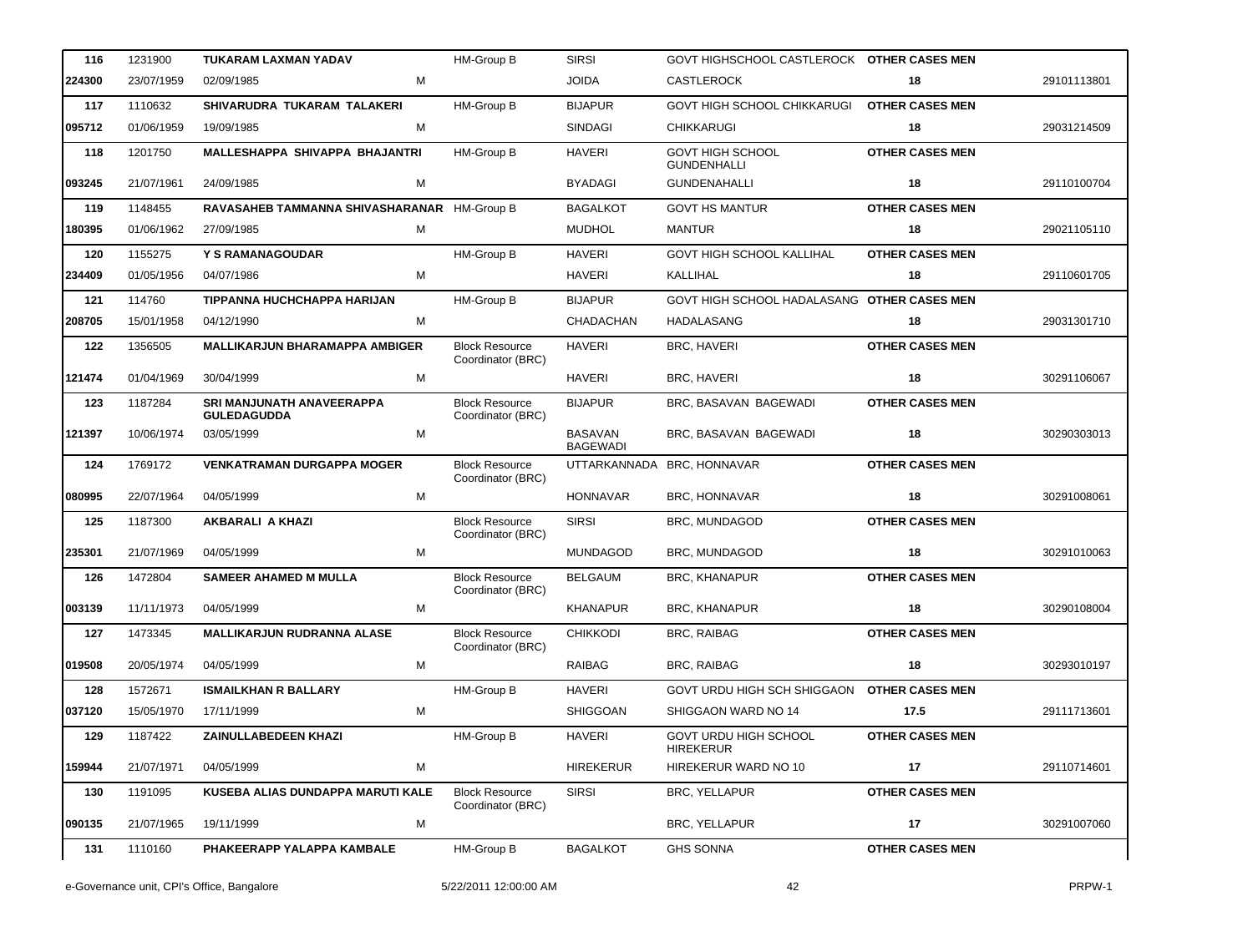| | | | | | | | | |
|---|---|---|---|---|---|---|---|---|
| **116** | 1231900 | **TUKARAM LAXMAN YADAV** | | HM-Group B | SIRSI | GOVT HIGHSCHOOL CASTLEROCK | **OTHER CASES MEN** | |
| **224300** | 23/07/1959 | 02/09/1985 | M | | JOIDA | CASTLEROCK | **18** | 29101113801 |
| **117** | 1110632 | **SHIVARUDRA TUKARAM TALAKERI** | | HM-Group B | BIJAPUR | GOVT HIGH SCHOOL CHIKKARUGI | **OTHER CASES MEN** | |
| **095712** | 01/06/1959 | 19/09/1985 | M | | SINDAGI | CHIKKARUGI | **18** | 29031214509 |
| **118** | 1201750 | **MALLESHAPPA SHIVAPPA BHAJANTRI** | | HM-Group B | HAVERI | GOVT HIGH SCHOOL GUNDENHALLI | **OTHER CASES MEN** | |
| **093245** | 21/07/1961 | 24/09/1985 | M | | BYADAGI | GUNDENAHALLI | **18** | 29110100704 |
| **119** | 1148455 | **RAVASAHEB TAMMANNA SHIVASHARANAR** | | HM-Group B | BAGALKOT | GOVT HS MANTUR | **OTHER CASES MEN** | |
| **180395** | 01/06/1962 | 27/09/1985 | M | | MUDHOL | MANTUR | **18** | 29021105110 |
| **120** | 1155275 | **Y S RAMANAGOUDAR** | | HM-Group B | HAVERI | GOVT HIGH SCHOOL KALLIHAL | **OTHER CASES MEN** | |
| **234409** | 01/05/1956 | 04/07/1986 | M | | HAVERI | KALLIHAL | **18** | 29110601705 |
| **121** | 114760 | **TIPPANNA HUCHCHAPPA HARIJAN** | | HM-Group B | BIJAPUR | GOVT HIGH SCHOOL HADALASANG | **OTHER CASES MEN** | |
| **208705** | 15/01/1958 | 04/12/1990 | M | | CHADACHAN | HADALASANG | **18** | 29031301710 |
| **122** | 1356505 | **MALLIKARJUN BHARAMAPPA AMBIGER** | | Block Resource Coordinator (BRC) | HAVERI | BRC, HAVERI | **OTHER CASES MEN** | |
| **121474** | 01/04/1969 | 30/04/1999 | M | | HAVERI | BRC, HAVERI | **18** | 30291106067 |
| **123** | 1187284 | **SRI MANJUNATH ANAVEERAPPA GULEDAGUDDA** | | Block Resource Coordinator (BRC) | BIJAPUR | BRC, BASAVAN BAGEWADI | **OTHER CASES MEN** | |
| **121397** | 10/06/1974 | 03/05/1999 | M | | BASAVAN BAGEWADI | BRC, BASAVAN BAGEWADI | **18** | 30290303013 |
| **124** | 1769172 | **VENKATRAMAN DURGAPPA MOGER** | | Block Resource Coordinator (BRC) | UTTARKANNADA | BRC, HONNAVAR | **OTHER CASES MEN** | |
| **080995** | 22/07/1964 | 04/05/1999 | M | | HONNAVAR | BRC, HONNAVAR | **18** | 30291008061 |
| **125** | 1187300 | **AKBARALI A KHAZI** | | Block Resource Coordinator (BRC) | SIRSI | BRC, MUNDAGOD | **OTHER CASES MEN** | |
| **235301** | 21/07/1969 | 04/05/1999 | M | | MUNDAGOD | BRC, MUNDAGOD | **18** | 30291010063 |
| **126** | 1472804 | **SAMEER AHAMED M MULLA** | | Block Resource Coordinator (BRC) | BELGAUM | BRC, KHANAPUR | **OTHER CASES MEN** | |
| **003139** | 11/11/1973 | 04/05/1999 | M | | KHANAPUR | BRC, KHANAPUR | **18** | 30290108004 |
| **127** | 1473345 | **MALLIKARJUN RUDRANNA ALASE** | | Block Resource Coordinator (BRC) | CHIKKODI | BRC, RAIBAG | **OTHER CASES MEN** | |
| **019508** | 20/05/1974 | 04/05/1999 | M | | RAIBAG | BRC, RAIBAG | **18** | 30293010197 |
| **128** | 1572671 | **ISMAILKHAN R BALLARY** | | HM-Group B | HAVERI | GOVT URDU HIGH SCH SHIGGAON | **OTHER CASES MEN** | |
| **037120** | 15/05/1970 | 17/11/1999 | M | | SHIGGOAN | SHIGGAON WARD NO 14 | **17.5** | 29111713601 |
| **129** | 1187422 | **ZAINULLABEDEEN KHAZI** | | HM-Group B | HAVERI | GOVT URDU HIGH SCHOOL HIREKERUR | **OTHER CASES MEN** | |
| **159944** | 21/07/1971 | 04/05/1999 | M | | HIREKERUR | HIREKERUR WARD NO 10 | **17** | 29110714601 |
| **130** | 1191095 | **KUSEBA ALIAS DUNDAPPA MARUTI KALE** | | Block Resource Coordinator (BRC) | SIRSI | BRC, YELLAPUR | **OTHER CASES MEN** | |
| **090135** | 21/07/1965 | 19/11/1999 | M | | | BRC, YELLAPUR | **17** | 30291007060 |
| **131** | 1110160 | **PHAKEERAPP YALAPPA KAMBALE** | | HM-Group B | BAGALKOT | GHS SONNA | **OTHER CASES MEN** | |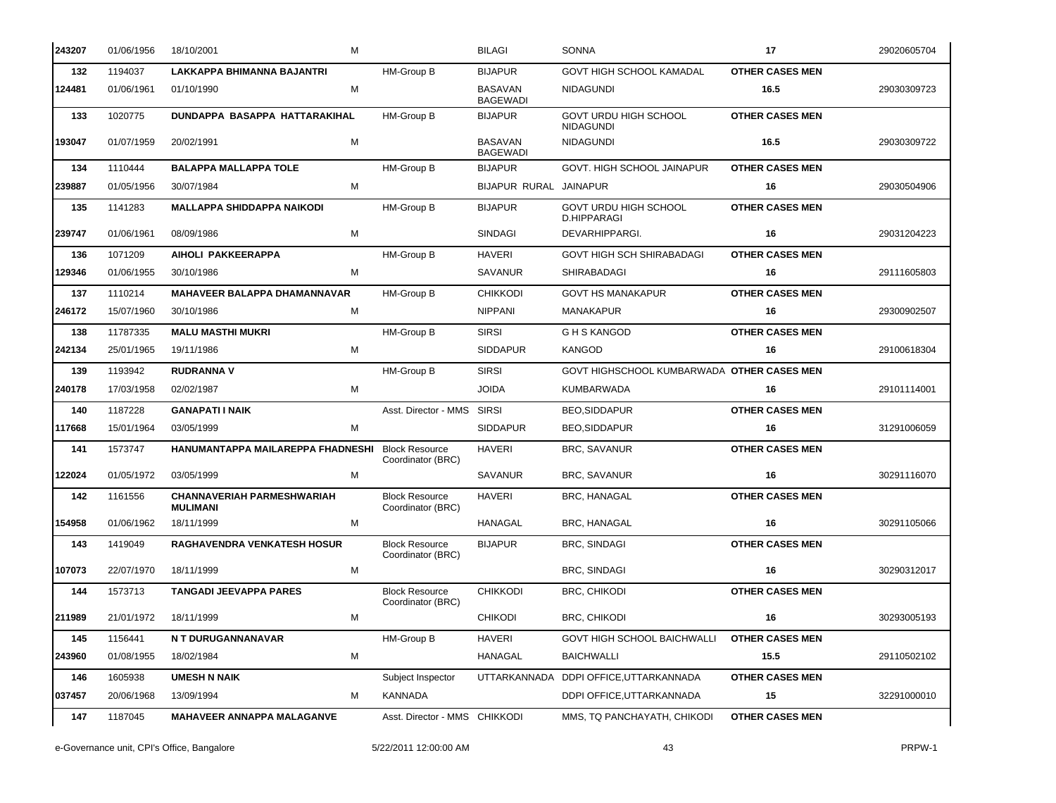| | | | | | | | | |
|---|---|---|---|---|---|---|---|---|
| **243207** | 01/06/1956 | 18/10/2001 | M | | BILAGI | SONNA | **17** | 29020605704 |
| **132** | 1194037 | **LAKKAPPA BHIMANNA BAJANTRI** | | HM-Group B | BIJAPUR | GOVT HIGH SCHOOL KAMADAL | **OTHER CASES MEN** | |
| **124481** | 01/06/1961 | 01/10/1990 | M | | BASAVAN BAGEWADI | NIDAGUNDI | **16.5** | 29030309723 |
| **133** | 1020775 | **DUNDAPPA BASAPPA HATTARAKIHAL** | | HM-Group B | BIJAPUR | GOVT URDU HIGH SCHOOL NIDAGUNDI | **OTHER CASES MEN** | |
| **193047** | 01/07/1959 | 20/02/1991 | M | | BASAVAN BAGEWADI | NIDAGUNDI | **16.5** | 29030309722 |
| **134** | 1110444 | **BALAPPA MALLAPPA TOLE** | | HM-Group B | BIJAPUR | GOVT. HIGH SCHOOL JAINAPUR | **OTHER CASES MEN** | |
| **239887** | 01/05/1956 | 30/07/1984 | M | | BIJAPUR RURAL | JAINAPUR | **16** | 29030504906 |
| **135** | 1141283 | **MALLAPPA SHIDDAPPA NAIKODI** | | HM-Group B | BIJAPUR | GOVT URDU HIGH SCHOOL D.HIPPARAGI | **OTHER CASES MEN** | |
| **239747** | 01/06/1961 | 08/09/1986 | M | | SINDAGI | DEVARHIPPARGI. | **16** | 29031204223 |
| **136** | 1071209 | **AIHOLI PAKKEERAPPA** | | HM-Group B | HAVERI | GOVT HIGH SCH SHIRABADAGI | **OTHER CASES MEN** | |
| **129346** | 01/06/1955 | 30/10/1986 | M | | SAVANUR | SHIRABADAGI | **16** | 29111605803 |
| **137** | 1110214 | **MAHAVEER BALAPPA DHAMANNAVAR** | | HM-Group B | CHIKKODI | GOVT HS MANAKAPUR | **OTHER CASES MEN** | |
| **246172** | 15/07/1960 | 30/10/1986 | M | | NIPPANI | MANAKAPUR | **16** | 29300902507 |
| **138** | 11787335 | **MALU MASTHI MUKRI** | | HM-Group B | SIRSI | G H S KANGOD | **OTHER CASES MEN** | |
| **242134** | 25/01/1965 | 19/11/1986 | M | | SIDDAPUR | KANGOD | **16** | 29100618304 |
| **139** | 1193942 | **RUDRANNA V** | | HM-Group B | SIRSI | GOVT HIGHSCHOOL KUMBARWADA | **OTHER CASES MEN** | |
| **240178** | 17/03/1958 | 02/02/1987 | M | | JOIDA | KUMBARWADA | **16** | 29101114001 |
| **140** | 1187228 | **GANAPATI I NAIK** | | Asst. Director - MMS | SIRSI | BEO,SIDDAPUR | **OTHER CASES MEN** | |
| **117668** | 15/01/1964 | 03/05/1999 | M | | SIDDAPUR | BEO,SIDDAPUR | **16** | 31291006059 |
| **141** | 1573747 | **HANUMANTAPPA MAILAREPPA FHADNESHI** | | Block Resource Coordinator (BRC) | HAVERI | BRC, SAVANUR | **OTHER CASES MEN** | |
| **122024** | 01/05/1972 | 03/05/1999 | M | | SAVANUR | BRC, SAVANUR | **16** | 30291116070 |
| **142** | 1161556 | **CHANNAVERIAH PARMESHWARIAH MULIMANI** | | Block Resource Coordinator (BRC) | HAVERI | BRC, HANAGAL | **OTHER CASES MEN** | |
| **154958** | 01/06/1962 | 18/11/1999 | M | | HANAGAL | BRC, HANAGAL | **16** | 30291105066 |
| **143** | 1419049 | **RAGHAVENDRA VENKATESH HOSUR** | | Block Resource Coordinator (BRC) | BIJAPUR | BRC, SINDAGI | **OTHER CASES MEN** | |
| **107073** | 22/07/1970 | 18/11/1999 | M | | | BRC, SINDAGI | **16** | 30290312017 |
| **144** | 1573713 | **TANGADI JEEVAPPA PARES** | | Block Resource Coordinator (BRC) | CHIKKODI | BRC, CHIKODI | **OTHER CASES MEN** | |
| **211989** | 21/01/1972 | 18/11/1999 | M | | CHIKODI | BRC, CHIKODI | **16** | 30293005193 |
| **145** | 1156441 | **N T DURUGANNANAVAR** | | HM-Group B | HAVERI | GOVT HIGH SCHOOL BAICHWALLI | **OTHER CASES MEN** | |
| **243960** | 01/08/1955 | 18/02/1984 | M | | HANAGAL | BAICHWALLI | **15.5** | 29110502102 |
| **146** | 1605938 | **UMESH N NAIK** | | Subject Inspector | UTTARKANNADA | DDPI OFFICE,UTTARKANNADA | **OTHER CASES MEN** | |
| **037457** | 20/06/1968 | 13/09/1994 | M | KANNADA | | DDPI OFFICE,UTTARKANNADA | **15** | 32291000010 |
| **147** | 1187045 | **MAHAVEER ANNAPPA MALAGANVE** | | Asst. Director - MMS | CHIKKODI | MMS, TQ PANCHAYATH, CHIKODI | **OTHER CASES MEN** | |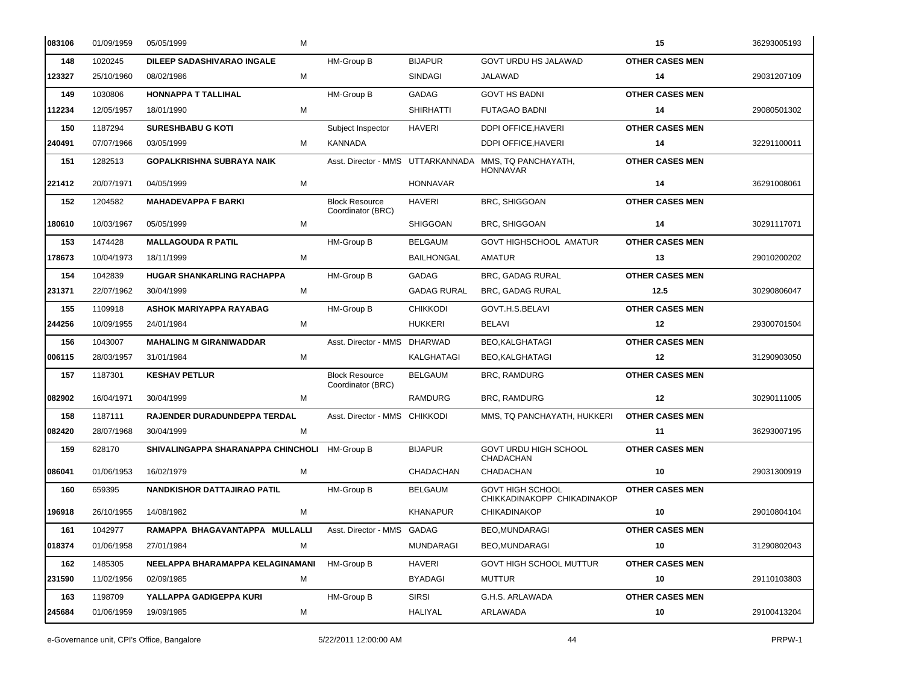| | | | | | | | | | |
|---|---|---|---|---|---|---|---|---|---|
| 083106 | 01/09/1959 | 05/05/1999 | M | | | | | 15 | 36293005193 |
| 148 | 1020245 | **DILEEP SADASHIVARAO INGALE** | | HM-Group B | BIJAPUR | GOVT URDU HS JALAWAD | **OTHER CASES MEN** | | |
| 123327 | 25/10/1960 | 08/02/1986 | M | | SINDAGI | JALAWAD | | **14** | 29031207109 |
| 149 | 1030806 | **HONNAPPA T TALLIHAL** | | HM-Group B | GADAG | GOVT HS BADNI | **OTHER CASES MEN** | | |
| 112234 | 12/05/1957 | 18/01/1990 | M | | SHIRHATTI | FUTAGAO BADNI | | **14** | 29080501302 |
| 150 | 1187294 | **SURESHBABU G KOTI** | | Subject Inspector | HAVERI | DDPI OFFICE,HAVERI | **OTHER CASES MEN** | | |
| 240491 | 07/07/1966 | 03/05/1999 | M | KANNADA | | DDPI OFFICE,HAVERI | | **14** | 32291100011 |
| 151 | 1282513 | **GOPALKRISHNA SUBRAYA NAIK** | | Asst. Director - MMS | UTTARKANNADA | MMS, TQ PANCHAYATH, HONNAVAR | **OTHER CASES MEN** | | |
| 221412 | 20/07/1971 | 04/05/1999 | M | | HONNAVAR | | | **14** | 36291008061 |
| 152 | 1204582 | **MAHADEVAPPA F BARKI** | | Block Resource Coordinator (BRC) | HAVERI | BRC, SHIGGOAN | **OTHER CASES MEN** | | |
| 180610 | 10/03/1967 | 05/05/1999 | M | | SHIGGOAN | BRC, SHIGGOAN | | **14** | 30291117071 |
| 153 | 1474428 | **MALLAGOUDA R PATIL** | | HM-Group B | BELGAUM | GOVT HIGHSCHOOL AMATUR | **OTHER CASES MEN** | | |
| 178673 | 10/04/1973 | 18/11/1999 | M | | BAILHONGAL | AMATUR | | **13** | 29010200202 |
| 154 | 1042839 | **HUGAR SHANKARLING RACHAPPA** | | HM-Group B | GADAG | BRC, GADAG RURAL | **OTHER CASES MEN** | | |
| 231371 | 22/07/1962 | 30/04/1999 | M | | GADAG RURAL | BRC, GADAG RURAL | | **12.5** | 30290806047 |
| 155 | 1109918 | **ASHOK MARIYAPPA RAYABAG** | | HM-Group B | CHIKKODI | GOVT.H.S.BELAVI | **OTHER CASES MEN** | | |
| 244256 | 10/09/1955 | 24/01/1984 | M | | HUKKERI | BELAVI | | **12** | 29300701504 |
| 156 | 1043007 | **MAHALING M GIRANIWADDAR** | | Asst. Director - MMS | DHARWAD | BEO,KALGHATAGI | **OTHER CASES MEN** | | |
| 006115 | 28/03/1957 | 31/01/1984 | M | | KALGHATAGI | BEO,KALGHATAGI | | **12** | 31290903050 |
| 157 | 1187301 | **KESHAV PETLUR** | | Block Resource Coordinator (BRC) | BELGAUM | BRC, RAMDURG | **OTHER CASES MEN** | | |
| 082902 | 16/04/1971 | 30/04/1999 | M | | RAMDURG | BRC, RAMDURG | | **12** | 30290111005 |
| 158 | 1187111 | **RAJENDER DURADUNDEPPA TERDAL** | | Asst. Director - MMS | CHIKKODI | MMS, TQ PANCHAYATH, HUKKERI | **OTHER CASES MEN** | | |
| 082420 | 28/07/1968 | 30/04/1999 | M | | | | | **11** | 36293007195 |
| 159 | 628170 | **SHIVALINGAPPA SHARANAPPA CHINCHOLI** | | HM-Group B | BIJAPUR | GOVT URDU HIGH SCHOOL CHADACHAN | **OTHER CASES MEN** | | |
| 086041 | 01/06/1953 | 16/02/1979 | M | | CHADACHAN | CHADACHAN | | **10** | 29031300919 |
| 160 | 659395 | **NANDKISHOR DATTAJIRAO PATIL** | | HM-Group B | BELGAUM | GOVT HIGH SCHOOL CHIKKADINAKOPP CHIKADINAKOP | **OTHER CASES MEN** | | |
| 196918 | 26/10/1955 | 14/08/1982 | M | | KHANAPUR | CHIKADINAKOP | | **10** | 29010804104 |
| 161 | 1042977 | **RAMAPPA BHAGAVANTAPPA MULLALLI** | | Asst. Director - MMS | GADAG | BEO,MUNDARAGI | **OTHER CASES MEN** | | |
| 018374 | 01/06/1958 | 27/01/1984 | M | | MUNDARAGI | BEO,MUNDARAGI | | **10** | 31290802043 |
| 162 | 1485305 | **NEELAPPA BHARAMAPPA KELAGINAMANI** | | HM-Group B | HAVERI | GOVT HIGH SCHOOL MUTTUR | **OTHER CASES MEN** | | |
| 231590 | 11/02/1956 | 02/09/1985 | M | | BYADAGI | MUTTUR | | **10** | 29110103803 |
| 163 | 1198709 | **YALLAPPA GADIGEPPA KURI** | | HM-Group B | SIRSI | G.H.S. ARLAWADA | **OTHER CASES MEN** | | |
| 245684 | 01/06/1959 | 19/09/1985 | M | | HALIYAL | ARLAWADA | | **10** | 29100413204 |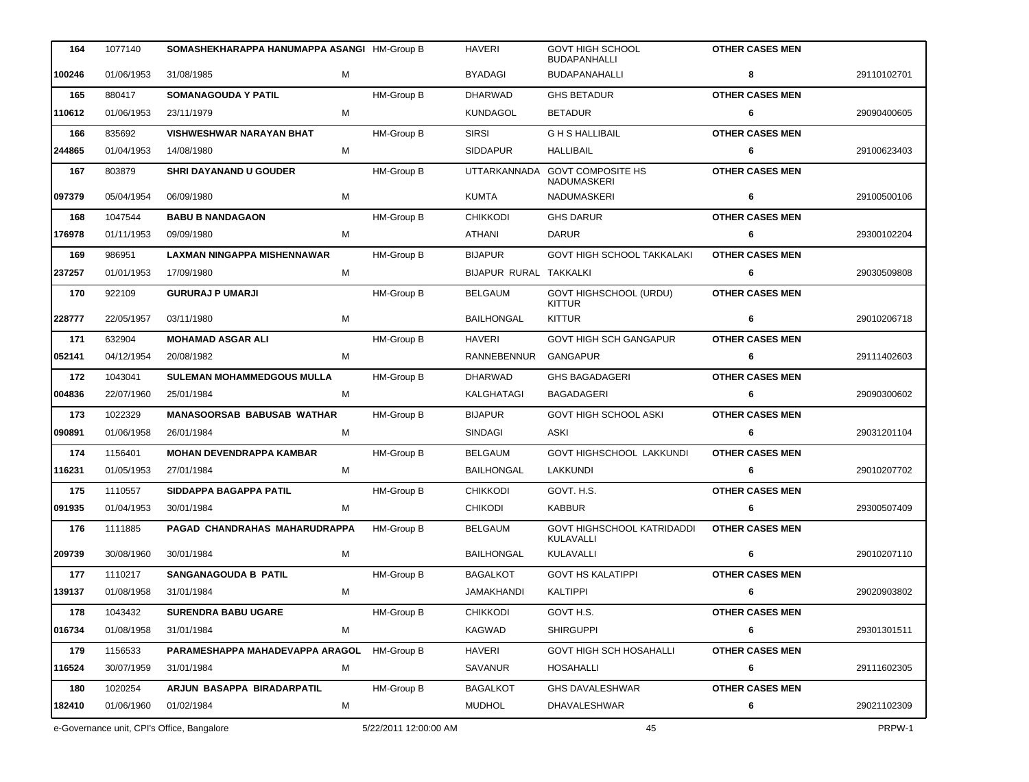| 164 | 1077140 | SOMASHEKHARAPPA HANUMAPPA ASANGI | | HM-Group B | HAVERI | GOVT HIGH SCHOOL BUDAPANAHALLI | OTHER CASES MEN | |
|---|---|---|---|---|---|---|---|---|
| 100246 | 01/06/1953 | 31/08/1985 | M | | BYADAGI | BUDAPANAHALLI | 8 | 29110102701 |
| 165 | 880417 | SOMANAGOUDA Y PATIL | | HM-Group B | DHARWAD | GHS BETADUR | OTHER CASES MEN | |
| 110612 | 01/06/1953 | 23/11/1979 | M | | KUNDAGOL | BETADUR | 6 | 29090400605 |
| 166 | 835692 | VISHWESHWAR NARAYAN BHAT | | HM-Group B | SIRSI | G H S HALLIBAIL | OTHER CASES MEN | |
| 244865 | 01/04/1953 | 14/08/1980 | M | | SIDDAPUR | HALLIBAIL | 6 | 29100623403 |
| 167 | 803879 | SHRI DAYANAND U GOUDER | | HM-Group B | UTTARKANNADA | GOVT COMPOSITE HS NADUMASKERI | OTHER CASES MEN | |
| 097379 | 05/04/1954 | 06/09/1980 | M | | KUMTA | NADUMASKERI | 6 | 29100500106 |
| 168 | 1047544 | BABU B NANDAGAON | | HM-Group B | CHIKKODI | GHS DARUR | OTHER CASES MEN | |
| 176978 | 01/11/1953 | 09/09/1980 | M | | ATHANI | DARUR | 6 | 29300102204 |
| 169 | 986951 | LAXMAN NINGAPPA MISHENNAWAR | | HM-Group B | BIJAPUR | GOVT HIGH SCHOOL TAKKALAKI | OTHER CASES MEN | |
| 237257 | 01/01/1953 | 17/09/1980 | M | | BIJAPUR RURAL | TAKKALKI | 6 | 29030509808 |
| 170 | 922109 | GURURAJ P UMARJI | | HM-Group B | BELGAUM | GOVT HIGHSCHOOL (URDU) KITTUR | OTHER CASES MEN | |
| 228777 | 22/05/1957 | 03/11/1980 | M | | BAILHONGAL | KITTUR | 6 | 29010206718 |
| 171 | 632904 | MOHAMAD ASGAR ALI | | HM-Group B | HAVERI | GOVT HIGH SCH GANGAPUR | OTHER CASES MEN | |
| 052141 | 04/12/1954 | 20/08/1982 | M | | RANNEBENNUR | GANGAPUR | 6 | 29111402603 |
| 172 | 1043041 | SULEMAN MOHAMMEDGOUS MULLA | | HM-Group B | DHARWAD | GHS BAGADAGERI | OTHER CASES MEN | |
| 004836 | 22/07/1960 | 25/01/1984 | M | | KALGHATAGI | BAGADAGERI | 6 | 29090300602 |
| 173 | 1022329 | MANASOORSAB BABUSAB WATHAR | | HM-Group B | BIJAPUR | GOVT HIGH SCHOOL ASKI | OTHER CASES MEN | |
| 090891 | 01/06/1958 | 26/01/1984 | M | | SINDAGI | ASKI | 6 | 29031201104 |
| 174 | 1156401 | MOHAN DEVENDRAPPA KAMBAR | | HM-Group B | BELGAUM | GOVT HIGHSCHOOL LAKKUNDI | OTHER CASES MEN | |
| 116231 | 01/05/1953 | 27/01/1984 | M | | BAILHONGAL | LAKKUNDI | 6 | 29010207702 |
| 175 | 1110557 | SIDDAPPA BAGAPPA PATIL | | HM-Group B | CHIKKODI | GOVT. H.S. | OTHER CASES MEN | |
| 091935 | 01/04/1953 | 30/01/1984 | M | | CHIKODI | KABBUR | 6 | 29300507409 |
| 176 | 1111885 | PAGAD CHANDRAHAS MAHARUDRAPPA | | HM-Group B | BELGAUM | GOVT HIGHSCHOOL KATRIDADDI KULAVALLI | OTHER CASES MEN | |
| 209739 | 30/08/1960 | 30/01/1984 | M | | BAILHONGAL | KULAVALLI | 6 | 29010207110 |
| 177 | 1110217 | SANGANAGOUDA B PATIL | | HM-Group B | BAGALKOT | GOVT HS KALATIPPI | OTHER CASES MEN | |
| 139137 | 01/08/1958 | 31/01/1984 | M | | JAMAKHANDI | KALTIPPI | 6 | 29020903802 |
| 178 | 1043432 | SURENDRA BABU UGARE | | HM-Group B | CHIKKODI | GOVT H.S. | OTHER CASES MEN | |
| 016734 | 01/08/1958 | 31/01/1984 | M | | KAGWAD | SHIRGUPPI | 6 | 29301301511 |
| 179 | 1156533 | PARAMESHAPPA MAHADEVAPPA ARAGOL | | HM-Group B | HAVERI | GOVT HIGH SCH HOSAHALLI | OTHER CASES MEN | |
| 116524 | 30/07/1959 | 31/01/1984 | M | | SAVANUR | HOSAHALLI | 6 | 29111602305 |
| 180 | 1020254 | ARJUN BASAPPA BIRADARPATIL | | HM-Group B | BAGALKOT | GHS DAVALESHWAR | OTHER CASES MEN | |
| 182410 | 01/06/1960 | 01/02/1984 | M | | MUDHOL | DHAVALESHWAR | 6 | 29021102309 |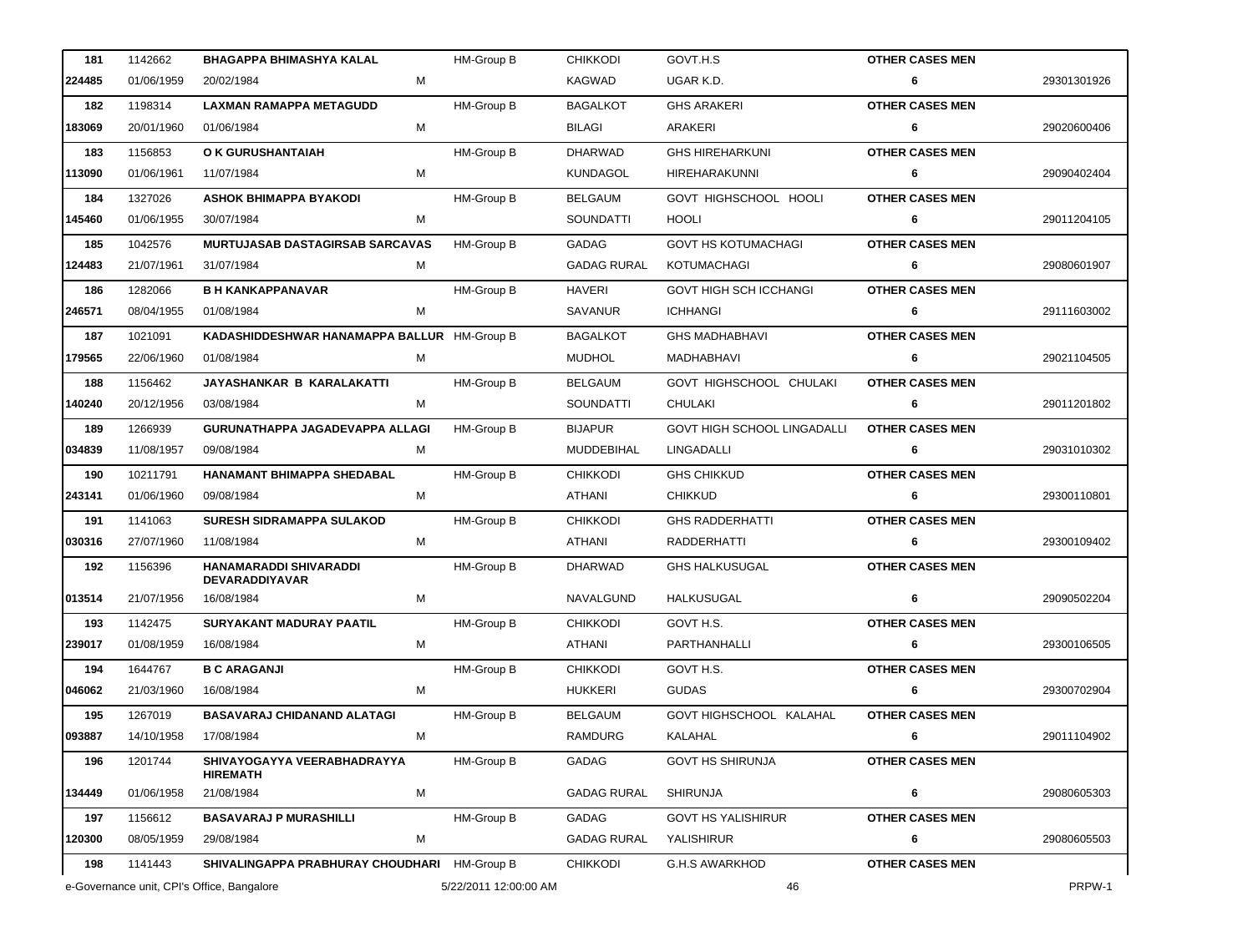| | | | | | | | | | |
|---|---|---|---|---|---|---|---|---|---|
| 181 | 1142662 | BHAGAPPA BHIMASHYA KALAL | | HM-Group B | CHIKKODI | GOVT.H.S | OTHER CASES MEN | |
| 224485 | 01/06/1959 | 20/02/1984 | M | | KAGWAD | UGAR K.D. | 6 | 29301301926 |
| 182 | 1198314 | LAXMAN RAMAPPA METAGUDD | | HM-Group B | BAGALKOT | GHS ARAKERI | OTHER CASES MEN | |
| 183069 | 20/01/1960 | 01/06/1984 | M | | BILAGI | ARAKERI | 6 | 29020600406 |
| 183 | 1156853 | O K GURUSHANTAIAH | | HM-Group B | DHARWAD | GHS HIREHARKUNI | OTHER CASES MEN | |
| 113090 | 01/06/1961 | 11/07/1984 | M | | KUNDAGOL | HIREHARAKUNNI | 6 | 29090402404 |
| 184 | 1327026 | ASHOK BHIMAPPA BYAKODI | | HM-Group B | BELGAUM | GOVT HIGHSCHOOL HOOLI | OTHER CASES MEN | |
| 145460 | 01/06/1955 | 30/07/1984 | M | | SOUNDATTI | HOOLI | 6 | 29011204105 |
| 185 | 1042576 | MURTUJASAB DASTAGIRSAB SARCAVAS | | HM-Group B | GADAG | GOVT HS KOTUMACHAGI | OTHER CASES MEN | |
| 124483 | 21/07/1961 | 31/07/1984 | M | | GADAG RURAL | KOTUMACHAGI | 6 | 29080601907 |
| 186 | 1282066 | B H KANKAPPANAVAR | | HM-Group B | HAVERI | GOVT HIGH SCH ICCHANGI | OTHER CASES MEN | |
| 246571 | 08/04/1955 | 01/08/1984 | M | | SAVANUR | ICHHANGI | 6 | 29111603002 |
| 187 | 1021091 | KADASHIDDESHWAR HANAMAPPA BALLUR | | HM-Group B | BAGALKOT | GHS MADHABHAVI | OTHER CASES MEN | |
| 179565 | 22/06/1960 | 01/08/1984 | M | | MUDHOL | MADHABHAVI | 6 | 29021104505 |
| 188 | 1156462 | JAYASHANKAR B KARALAKATTI | | HM-Group B | BELGAUM | GOVT HIGHSCHOOL CHULAKI | OTHER CASES MEN | |
| 140240 | 20/12/1956 | 03/08/1984 | M | | SOUNDATTI | CHULAKI | 6 | 29011201802 |
| 189 | 1266939 | GURUNATHAPPA JAGADEVAPPA ALLAGI | | HM-Group B | BIJAPUR | GOVT HIGH SCHOOL LINGADALLI | OTHER CASES MEN | |
| 034839 | 11/08/1957 | 09/08/1984 | M | | MUDDEBIHAL | LINGADALLI | 6 | 29031010302 |
| 190 | 10211791 | HANAMANT BHIMAPPA SHEDABAL | | HM-Group B | CHIKKODI | GHS CHIKKUD | OTHER CASES MEN | |
| 243141 | 01/06/1960 | 09/08/1984 | M | | ATHANI | CHIKKUD | 6 | 29300110801 |
| 191 | 1141063 | SURESH SIDRAMAPPA SULAKOD | | HM-Group B | CHIKKODI | GHS RADDERHATTI | OTHER CASES MEN | |
| 030316 | 27/07/1960 | 11/08/1984 | M | | ATHANI | RADDERHATTI | 6 | 29300109402 |
| 192 | 1156396 | HANAMARADDI SHIVARADDI DEVARADDIYAVAR | | HM-Group B | DHARWAD | GHS HALKUSUGAL | OTHER CASES MEN | |
| 013514 | 21/07/1956 | 16/08/1984 | M | | NAVALGUND | HALKUSUGAL | 6 | 29090502204 |
| 193 | 1142475 | SURYAKANT MADURAY PAATIL | | HM-Group B | CHIKKODI | GOVT H.S. | OTHER CASES MEN | |
| 239017 | 01/08/1959 | 16/08/1984 | M | | ATHANI | PARTHANHALLI | 6 | 29300106505 |
| 194 | 1644767 | B C ARAGANJI | | HM-Group B | CHIKKODI | GOVT H.S. | OTHER CASES MEN | |
| 046062 | 21/03/1960 | 16/08/1984 | M | | HUKKERI | GUDAS | 6 | 29300702904 |
| 195 | 1267019 | BASAVARAJ CHIDANAND ALATAGI | | HM-Group B | BELGAUM | GOVT HIGHSCHOOL KALAHAL | OTHER CASES MEN | |
| 093887 | 14/10/1958 | 17/08/1984 | M | | RAMDURG | KALAHAL | 6 | 29011104902 |
| 196 | 1201744 | SHIVAYOGAYYA VEERABHADRAYYA HIREMATH | | HM-Group B | GADAG | GOVT HS SHIRUNJA | OTHER CASES MEN | |
| 134449 | 01/06/1958 | 21/08/1984 | M | | GADAG RURAL | SHIRUNJA | 6 | 29080605303 |
| 197 | 1156612 | BASAVARAJ P MURASHILLI | | HM-Group B | GADAG | GOVT HS YALISHIRUR | OTHER CASES MEN | |
| 120300 | 08/05/1959 | 29/08/1984 | M | | GADAG RURAL | YALISHIRUR | 6 | 29080605503 |
| 198 | 1141443 | SHIVALINGAPPA PRABHURAY CHOUDHARI | | HM-Group B | CHIKKODI | G.H.S AWARKHOD | OTHER CASES MEN | |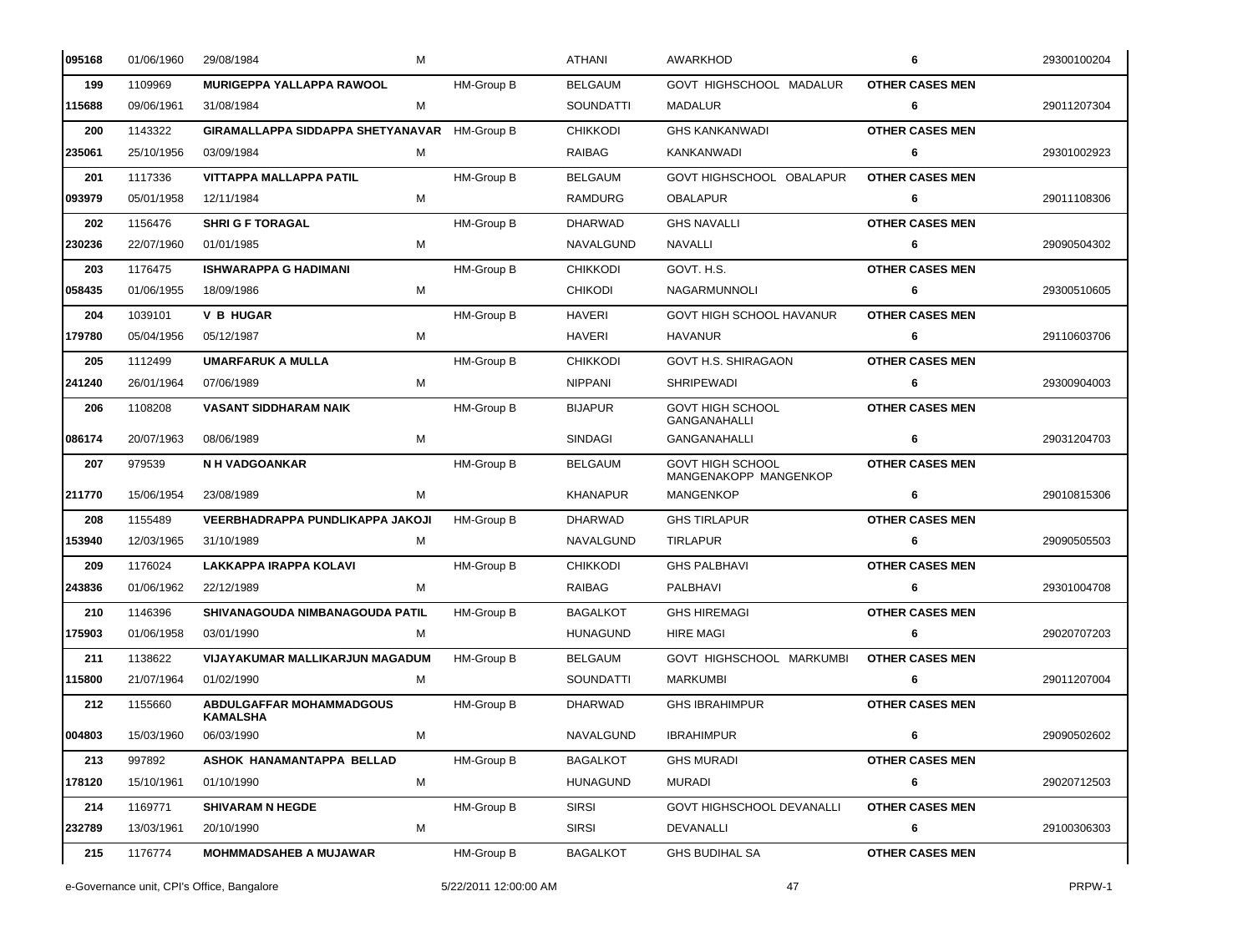| | | | | | | | | |
|---|---|---|---|---|---|---|---|---|
| 095168 | 01/06/1960 | 29/08/1984 | M | | ATHANI | AWARKHOD | 6 | 29300100204 |
| 199 | 1109969 | **MURIGEPPA YALLAPPA RAWOOL** | | HM-Group B | BELGAUM | GOVT HIGHSCHOOL MADALUR | **OTHER CASES MEN** | |
| 115688 | 09/06/1961 | 31/08/1984 | M | | SOUNDATTI | MADALUR | 6 | 29011207304 |
| 200 | 1143322 | **GIRAMALLAPPA SIDDAPPA SHETYANAVAR** | | HM-Group B | CHIKKODI | GHS KANKANWADI | **OTHER CASES MEN** | |
| 235061 | 25/10/1956 | 03/09/1984 | M | | RAIBAG | KANKANWADI | 6 | 29301002923 |
| 201 | 1117336 | **VITTAPPA MALLAPPA PATIL** | | HM-Group B | BELGAUM | GOVT HIGHSCHOOL OBALAPUR | **OTHER CASES MEN** | |
| 093979 | 05/01/1958 | 12/11/1984 | M | | RAMDURG | OBALAPUR | 6 | 29011108306 |
| 202 | 1156476 | **SHRI G F TORAGAL** | | HM-Group B | DHARWAD | GHS NAVALLI | **OTHER CASES MEN** | |
| 230236 | 22/07/1960 | 01/01/1985 | M | | NAVALGUND | NAVALLI | 6 | 29090504302 |
| 203 | 1176475 | **ISHWARAPPA G HADIMANI** | | HM-Group B | CHIKKODI | GOVT. H.S. | **OTHER CASES MEN** | |
| 058435 | 01/06/1955 | 18/09/1986 | M | | CHIKODI | NAGARMUNNOLI | 6 | 29300510605 |
| 204 | 1039101 | **V B HUGAR** | | HM-Group B | HAVERI | GOVT HIGH SCHOOL HAVANUR | **OTHER CASES MEN** | |
| 179780 | 05/04/1956 | 05/12/1987 | M | | HAVERI | HAVANUR | 6 | 29110603706 |
| 205 | 1112499 | **UMARFARUK A MULLA** | | HM-Group B | CHIKKODI | GOVT H.S. SHIRAGAON | **OTHER CASES MEN** | |
| 241240 | 26/01/1964 | 07/06/1989 | M | | NIPPANI | SHRIPEWADI | 6 | 29300904003 |
| 206 | 1108208 | **VASANT SIDDHARAM NAIK** | | HM-Group B | BIJAPUR | GOVT HIGH SCHOOL GANGANAHALLI | **OTHER CASES MEN** | |
| 086174 | 20/07/1963 | 08/06/1989 | M | | SINDAGI | GANGANAHALLI | 6 | 29031204703 |
| 207 | 979539 | **N H VADGOANKAR** | | HM-Group B | BELGAUM | GOVT HIGH SCHOOL MANGENAKOPP MANGENKOP | **OTHER CASES MEN** | |
| 211770 | 15/06/1954 | 23/08/1989 | M | | KHANAPUR | MANGENKOP | 6 | 29010815306 |
| 208 | 1155489 | **VEERBHADRAPPA PUNDLIKAPPA JAKOJI** | | HM-Group B | DHARWAD | GHS TIRLAPUR | **OTHER CASES MEN** | |
| 153940 | 12/03/1965 | 31/10/1989 | M | | NAVALGUND | TIRLAPUR | 6 | 29090505503 |
| 209 | 1176024 | **LAKKAPPA IRAPPA KOLAVI** | | HM-Group B | CHIKKODI | GHS PALBHAVI | **OTHER CASES MEN** | |
| 243836 | 01/06/1962 | 22/12/1989 | M | | RAIBAG | PALBHAVI | 6 | 29301004708 |
| 210 | 1146396 | **SHIVANAGOUDA NIMBANAGOUDA PATIL** | | HM-Group B | BAGALKOT | GHS HIREMAGI | **OTHER CASES MEN** | |
| 175903 | 01/06/1958 | 03/01/1990 | M | | HUNAGUND | HIRE MAGI | 6 | 29020707203 |
| 211 | 1138622 | **VIJAYAKUMAR MALLIKARJUN MAGADUM** | | HM-Group B | BELGAUM | GOVT HIGHSCHOOL MARKUMBI | **OTHER CASES MEN** | |
| 115800 | 21/07/1964 | 01/02/1990 | M | | SOUNDATTI | MARKUMBI | 6 | 29011207004 |
| 212 | 1155660 | **ABDULGAFFAR MOHAMMADGOUS KAMALSHA** | | HM-Group B | DHARWAD | GHS IBRAHIMPUR | **OTHER CASES MEN** | |
| 004803 | 15/03/1960 | 06/03/1990 | M | | NAVALGUND | IBRAHIMPUR | 6 | 29090502602 |
| 213 | 997892 | **ASHOK HANAMANTAPPA BELLAD** | | HM-Group B | BAGALKOT | GHS MURADI | **OTHER CASES MEN** | |
| 178120 | 15/10/1961 | 01/10/1990 | M | | HUNAGUND | MURADI | 6 | 29020712503 |
| 214 | 1169771 | **SHIVARAM N HEGDE** | | HM-Group B | SIRSI | GOVT HIGHSCHOOL DEVANALLI | **OTHER CASES MEN** | |
| 232789 | 13/03/1961 | 20/10/1990 | M | | SIRSI | DEVANALLI | 6 | 29100306303 |
| 215 | 1176774 | **MOHMMADSAHEB A MUJAWAR** | | HM-Group B | BAGALKOT | GHS BUDIHAL SA | **OTHER CASES MEN** | |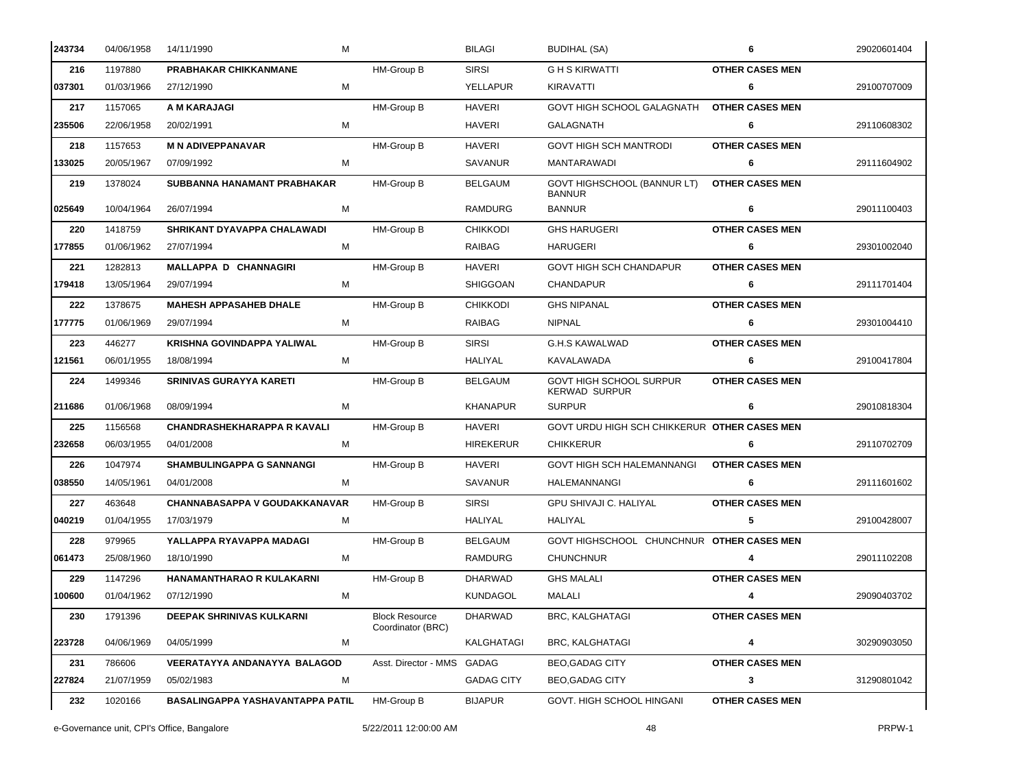| | | | | | | | | |
|---|---|---|---|---|---|---|---|---|
| 243734 | 04/06/1958 | 14/11/1990 | M | | BILAGI | BUDIHAL (SA) | 6 | 29020601404 |
| 216 | 1197880 | PRABHAKAR CHIKKANMANE | | HM-Group B | SIRSI | G H S KIRWATTI | OTHER CASES MEN | |
| 037301 | 01/03/1966 | 27/12/1990 | M | | YELLAPUR | KIRAVATTI | 6 | 29100707009 |
| 217 | 1157065 | A M KARAJAGI | | HM-Group B | HAVERI | GOVT HIGH SCHOOL GALAGNATH | OTHER CASES MEN | |
| 235506 | 22/06/1958 | 20/02/1991 | M | | HAVERI | GALAGNATH | 6 | 29110608302 |
| 218 | 1157653 | M N ADIVEPPANAVAR | | HM-Group B | HAVERI | GOVT HIGH SCH MANTRODI | OTHER CASES MEN | |
| 133025 | 20/05/1967 | 07/09/1992 | M | | SAVANUR | MANTARAWADI | 6 | 29111604902 |
| 219 | 1378024 | SUBBANNA HANAMANT PRABHAKAR | | HM-Group B | BELGAUM | GOVT HIGHSCHOOL (BANNUR LT) BANNUR | OTHER CASES MEN | |
| 025649 | 10/04/1964 | 26/07/1994 | M | | RAMDURG | BANNUR | 6 | 29011100403 |
| 220 | 1418759 | SHRIKANT DYAVAPPA CHALAWADI | | HM-Group B | CHIKKODI | GHS HARUGERI | OTHER CASES MEN | |
| 177855 | 01/06/1962 | 27/07/1994 | M | | RAIBAG | HARUGERI | 6 | 29301002040 |
| 221 | 1282813 | MALLAPPA D CHANNAGIRI | | HM-Group B | HAVERI | GOVT HIGH SCH CHANDAPUR | OTHER CASES MEN | |
| 179418 | 13/05/1964 | 29/07/1994 | M | | SHIGGOAN | CHANDAPUR | 6 | 29111701404 |
| 222 | 1378675 | MAHESH APPASAHEB DHALE | | HM-Group B | CHIKKODI | GHS NIPANAL | OTHER CASES MEN | |
| 177775 | 01/06/1969 | 29/07/1994 | M | | RAIBAG | NIPNAL | 6 | 29301004410 |
| 223 | 446277 | KRISHNA GOVINDAPPA YALIWAL | | HM-Group B | SIRSI | G.H.S KAWALWAD | OTHER CASES MEN | |
| 121561 | 06/01/1955 | 18/08/1994 | M | | HALIYAL | KAVALAWADA | 6 | 29100417804 |
| 224 | 1499346 | SRINIVAS GURAYYA KARETI | | HM-Group B | BELGAUM | GOVT HIGH SCHOOL SURPUR KERWAD SURPUR | OTHER CASES MEN | |
| 211686 | 01/06/1968 | 08/09/1994 | M | | KHANAPUR | SURPUR | 6 | 29010818304 |
| 225 | 1156568 | CHANDRASHEKHARAPPA R KAVALI | | HM-Group B | HAVERI | GOVT URDU HIGH SCH CHIKKERUR | OTHER CASES MEN | |
| 232658 | 06/03/1955 | 04/01/2008 | M | | HIREKERUR | CHIKKERUR | 6 | 29110702709 |
| 226 | 1047974 | SHAMBULINGAPPA G SANNANGI | | HM-Group B | HAVERI | GOVT HIGH SCH HALEMANNANGI | OTHER CASES MEN | |
| 038550 | 14/05/1961 | 04/01/2008 | M | | SAVANUR | HALEMANNANGI | 6 | 29111601602 |
| 227 | 463648 | CHANNABASAPPA V GOUDAKKANAVAR | | HM-Group B | SIRSI | GPU SHIVAJI C. HALIYAL | OTHER CASES MEN | |
| 040219 | 01/04/1955 | 17/03/1979 | M | | HALIYAL | HALIYAL | 5 | 29100428007 |
| 228 | 979965 | YALLAPPA RYAVAPPA MADAGI | | HM-Group B | BELGAUM | GOVT HIGHSCHOOL CHUNCHNUR | OTHER CASES MEN | |
| 061473 | 25/08/1960 | 18/10/1990 | M | | RAMDURG | CHUNCHNUR | 4 | 29011102208 |
| 229 | 1147296 | HANAMANTHARAO R KULAKARNI | | HM-Group B | DHARWAD | GHS MALALI | OTHER CASES MEN | |
| 100600 | 01/04/1962 | 07/12/1990 | M | | KUNDAGOL | MALALI | 4 | 29090403702 |
| 230 | 1791396 | DEEPAK SHRINIVAS KULKARNI | | Block Resource Coordinator (BRC) | DHARWAD | BRC, KALGHATAGI | OTHER CASES MEN | |
| 223728 | 04/06/1969 | 04/05/1999 | M | | KALGHATAGI | BRC, KALGHATAGI | 4 | 30290903050 |
| 231 | 786606 | VEERATAYYA ANDANAYYA BALAGOD | | Asst. Director - MMS | GADAG | BEO,GADAG CITY | OTHER CASES MEN | |
| 227824 | 21/07/1959 | 05/02/1983 | M | | GADAG CITY | BEO,GADAG CITY | 3 | 31290801042 |
| 232 | 1020166 | BASALINGAPPA YASHAVANTAPPA PATIL | | HM-Group B | BIJAPUR | GOVT. HIGH SCHOOL HINGANI | OTHER CASES MEN | |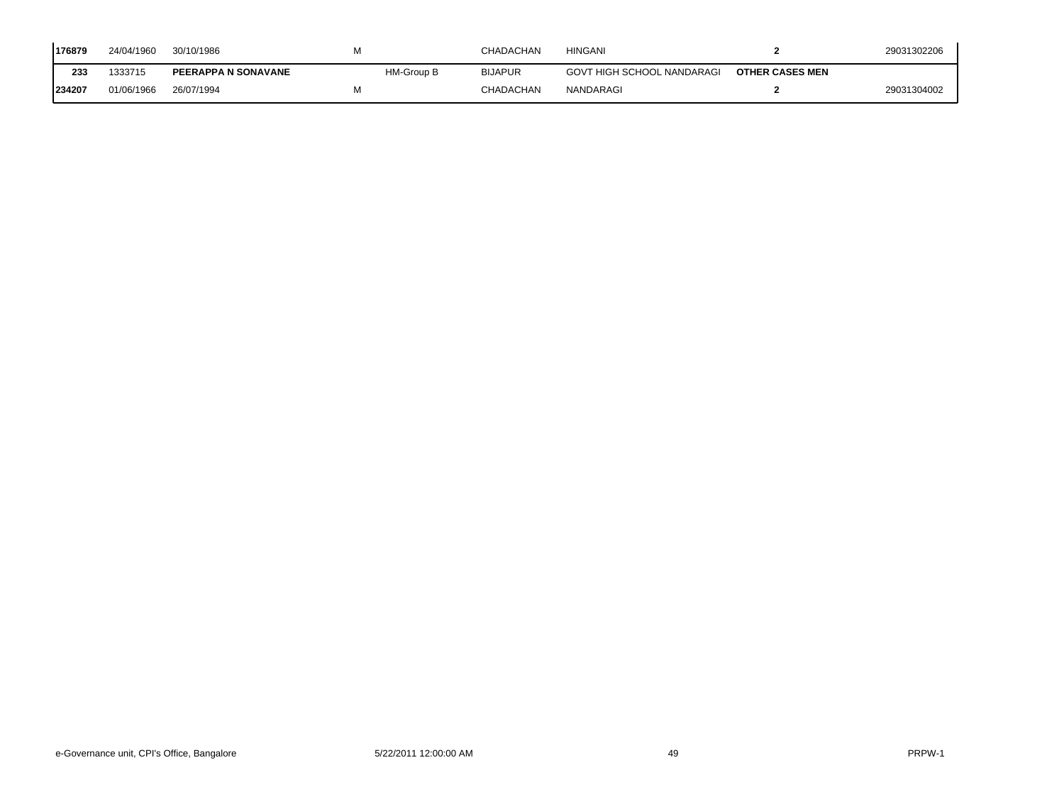| | | | | | | | | |
|---|---|---|---|---|---|---|---|---|
| **176879** | 24/04/1960 | 30/10/1986 | M | | CHADACHAN | HINGANI | **2** | 29031302206 |
| **233** | 1333715 | **PEERAPPA N SONAVANE** | | HM-Group B | BIJAPUR | GOVT HIGH SCHOOL NANDARAGI | **OTHER CASES MEN** | |
| **234207** | 01/06/1966 | 26/07/1994 | M | | CHADACHAN | NANDARAGI | **2** | 29031304002 |

e-Governance unit, CPI's Office, Bangalore 5/22/2011 12:00:00 AM PRPW-1